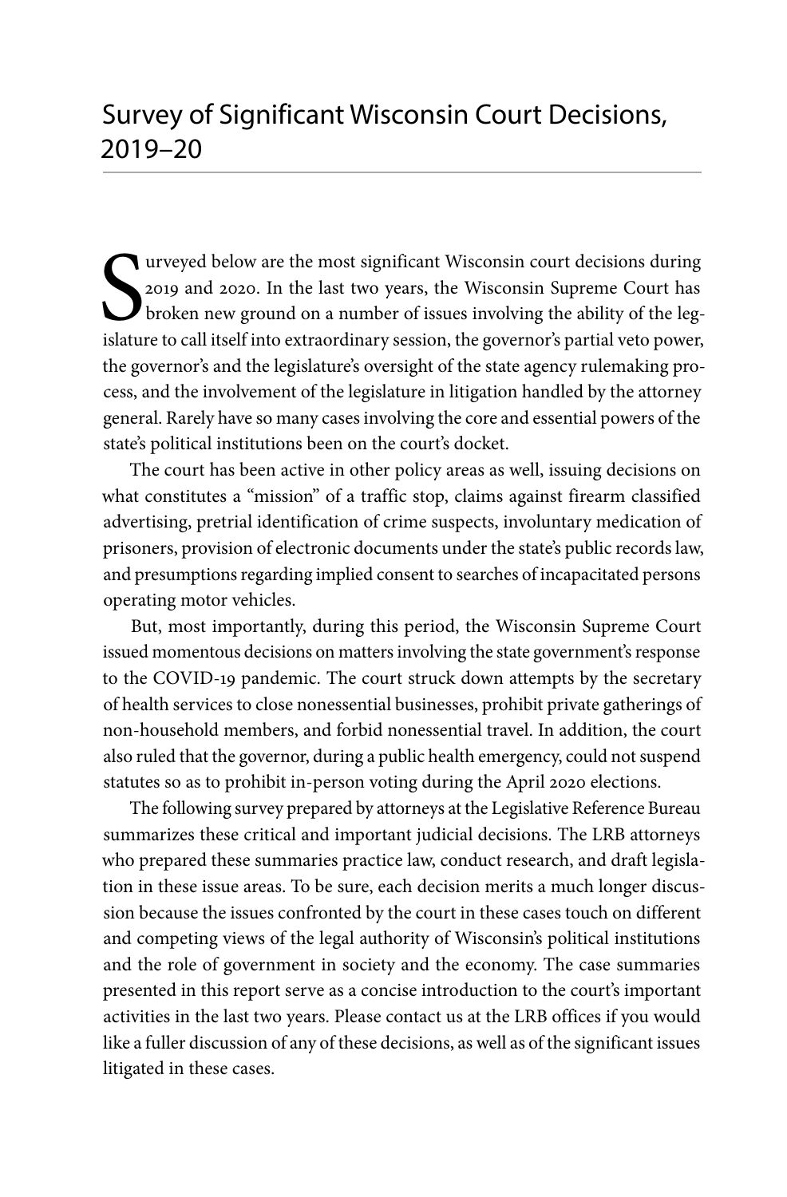# Survey of Significant Wisconsin Court Decisions, 2019–20

Surveyed below are the most significant Wisconsin court decisions during 2019 and 2020. In the last two years, the Wisconsin Supreme Court has broken new ground on a number of issues involving the ability of the legislature to call itself into extraordinary session, the governor's partial veto power, the governor's and the legislature's oversight of the state agency rulemaking process, and the involvement of the legislature in litigation handled by the attorney general. Rarely have so many cases involving the core and essential powers of the state's political institutions been on the court's docket.

The court has been active in other policy areas as well, issuing decisions on what constitutes a "mission" of a traffic stop, claims against firearm classified advertising, pretrial identification of crime suspects, involuntary medication of prisoners, provision of electronic documents under the state's public records law, and presumptions regarding implied consent to searches of incapacitated persons operating motor vehicles.

But, most importantly, during this period, the Wisconsin Supreme Court issued momentous decisions on matters involving the state government's response to the COVID-19 pandemic. The court struck down attempts by the secretary of health services to close nonessential businesses, prohibit private gatherings of non-household members, and forbid nonessential travel. In addition, the court also ruled that the governor, during a public health emergency, could not suspend statutes so as to prohibit in-person voting during the April 2020 elections.

The following survey prepared by attorneys at the Legislative Reference Bureau summarizes these critical and important judicial decisions. The LRB attorneys who prepared these summaries practice law, conduct research, and draft legislation in these issue areas. To be sure, each decision merits a much longer discussion because the issues confronted by the court in these cases touch on different and competing views of the legal authority of Wisconsin's political institutions and the role of government in society and the economy. The case summaries presented in this report serve as a concise introduction to the court's important activities in the last two years. Please contact us at the LRB offices if you would like a fuller discussion of any of these decisions, as well as of the significant issues litigated in these cases.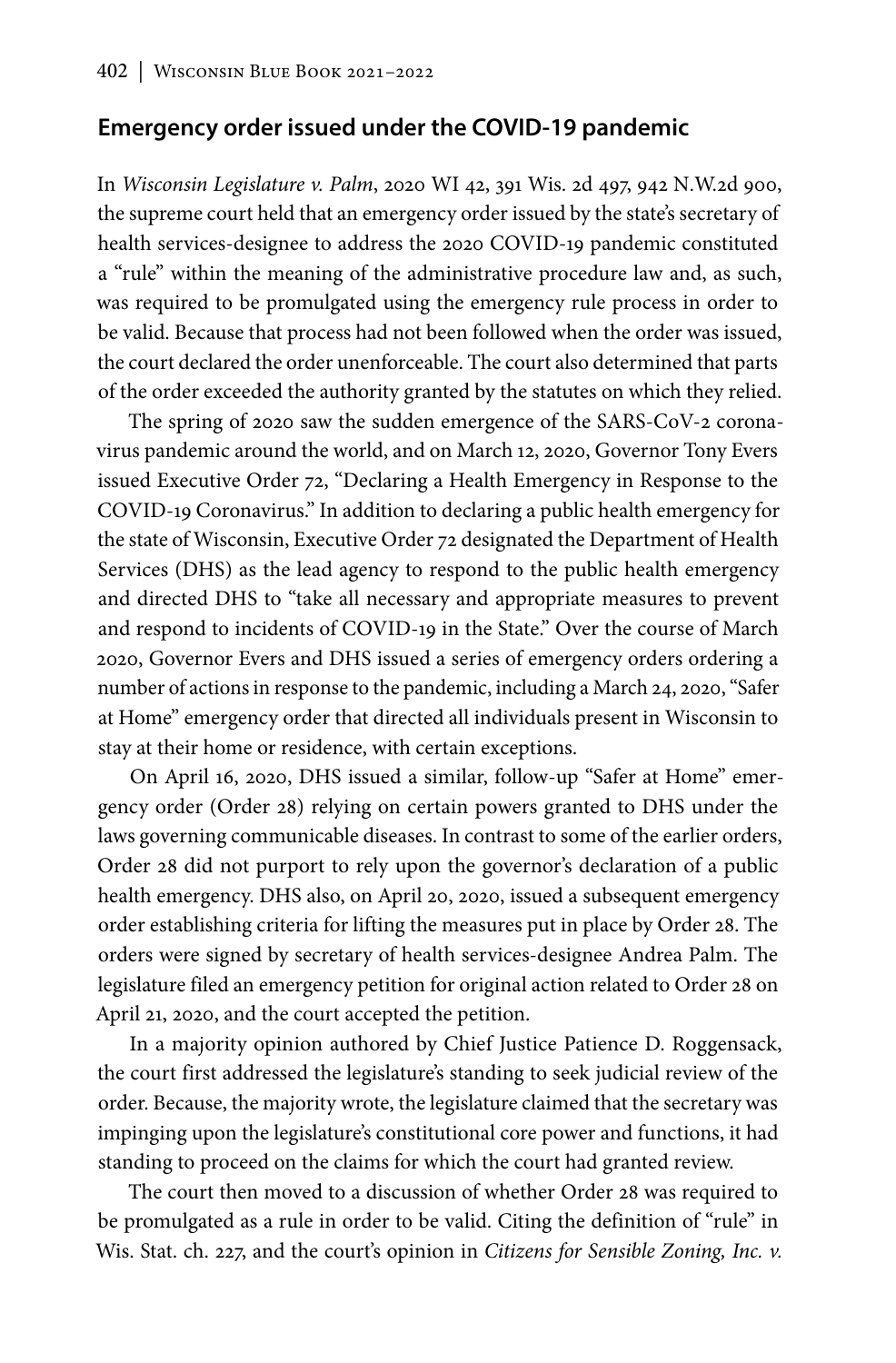## Emergency order issued under the COVID-19 pandemic

In *Wisconsin Legislature v. Palm*, 2020 WI 42, 391 Wis. 2d 497, 942 N.W.2d 900, the supreme court held that an emergency order issued by the state's secretary of health services-designee to address the 2020 COVID-19 pandemic constituted a "rule" within the meaning of the administrative procedure law and, as such, was required to be promulgated using the emergency rule process in order to be valid. Because that process had not been followed when the order was issued, the court declared the order unenforceable. The court also determined that parts of the order exceeded the authority granted by the statutes on which they relied.

The spring of 2020 saw the sudden emergence of the SARS-CoV-2 coronavirus pandemic around the world, and on March 12, 2020, Governor Tony Evers issued Executive Order 72, "Declaring a Health Emergency in Response to the COVID-19 Coronavirus." In addition to declaring a public health emergency for the state of Wisconsin, Executive Order 72 designated the Department of Health Services (DHS) as the lead agency to respond to the public health emergency and directed DHS to "take all necessary and appropriate measures to prevent and respond to incidents of COVID-19 in the State." Over the course of March 2020, Governor Evers and DHS issued a series of emergency orders ordering a number of actions in response to the pandemic, including a March 24, 2020, "Safer at Home" emergency order that directed all individuals present in Wisconsin to stay at their home or residence, with certain exceptions.

On April 16, 2020, DHS issued a similar, follow-up "Safer at Home" emergency order (Order 28) relying on certain powers granted to DHS under the laws governing communicable diseases. In contrast to some of the earlier orders, Order 28 did not purport to rely upon the governor's declaration of a public health emergency. DHS also, on April 20, 2020, issued a subsequent emergency order establishing criteria for lifting the measures put in place by Order 28. The orders were signed by secretary of health services-designee Andrea Palm. The legislature filed an emergency petition for original action related to Order 28 on April 21, 2020, and the court accepted the petition.

In a majority opinion authored by Chief Justice Patience D. Roggensack, the court first addressed the legislature's standing to seek judicial review of the order. Because, the majority wrote, the legislature claimed that the secretary was impinging upon the legislature's constitutional core power and functions, it had standing to proceed on the claims for which the court had granted review.

The court then moved to a discussion of whether Order 28 was required to be promulgated as a rule in order to be valid. Citing the definition of "rule" in Wis. Stat. ch. 227, and the court's opinion in *Citizens for Sensible Zoning, Inc. v.*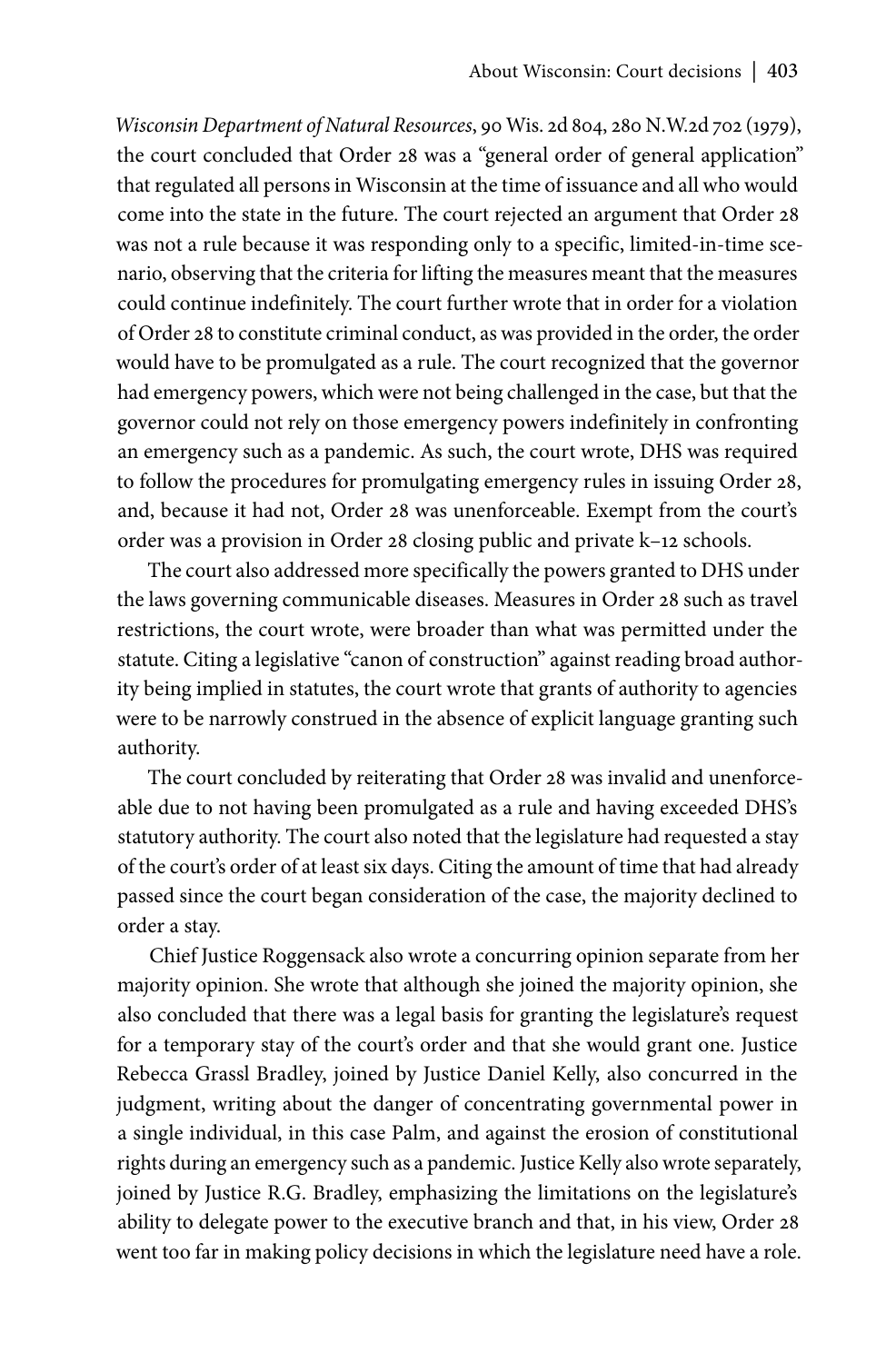*Wisconsin Department of Natural Resources*, 90 Wis. 2d 804, 280 N.W.2d 702 (1979), the court concluded that Order 28 was a "general order of general application" that regulated all persons in Wisconsin at the time of issuance and all who would come into the state in the future. The court rejected an argument that Order 28 was not a rule because it was responding only to a specific, limited-in-time scenario, observing that the criteria for lifting the measures meant that the measures could continue indefinitely. The court further wrote that in order for a violation of Order 28 to constitute criminal conduct, as was provided in the order, the order would have to be promulgated as a rule. The court recognized that the governor had emergency powers, which were not being challenged in the case, but that the governor could not rely on those emergency powers indefinitely in confronting an emergency such as a pandemic. As such, the court wrote, DHS was required to follow the procedures for promulgating emergency rules in issuing Order 28, and, because it had not, Order 28 was unenforceable. Exempt from the court's order was a provision in Order 28 closing public and private k–12 schools.

The court also addressed more specifically the powers granted to DHS under the laws governing communicable diseases. Measures in Order 28 such as travel restrictions, the court wrote, were broader than what was permitted under the statute. Citing a legislative "canon of construction" against reading broad authority being implied in statutes, the court wrote that grants of authority to agencies were to be narrowly construed in the absence of explicit language granting such authority.

The court concluded by reiterating that Order 28 was invalid and unenforceable due to not having been promulgated as a rule and having exceeded DHS's statutory authority. The court also noted that the legislature had requested a stay of the court's order of at least six days. Citing the amount of time that had already passed since the court began consideration of the case, the majority declined to order a stay.

Chief Justice Roggensack also wrote a concurring opinion separate from her majority opinion. She wrote that although she joined the majority opinion, she also concluded that there was a legal basis for granting the legislature's request for a temporary stay of the court's order and that she would grant one. Justice Rebecca Grassl Bradley, joined by Justice Daniel Kelly, also concurred in the judgment, writing about the danger of concentrating governmental power in a single individual, in this case Palm, and against the erosion of constitutional rights during an emergency such as a pandemic. Justice Kelly also wrote separately, joined by Justice R.G. Bradley, emphasizing the limitations on the legislature's ability to delegate power to the executive branch and that, in his view, Order 28 went too far in making policy decisions in which the legislature need have a role.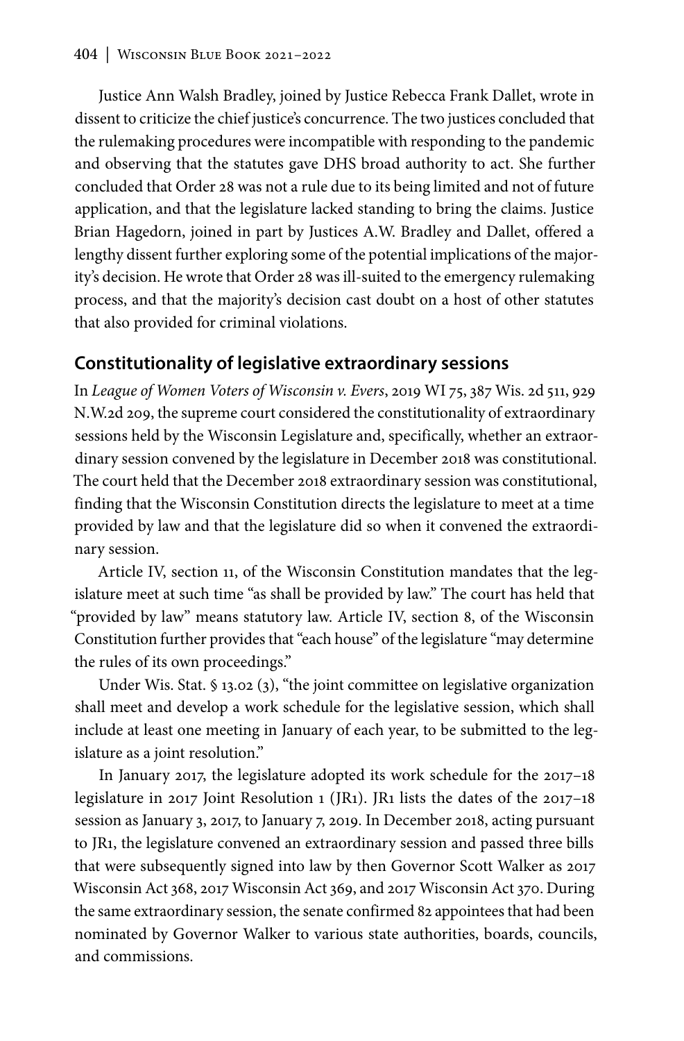Justice Ann Walsh Bradley, joined by Justice Rebecca Frank Dallet, wrote in dissent to criticize the chief justice's concurrence. The two justices concluded that the rulemaking procedures were incompatible with responding to the pandemic and observing that the statutes gave DHS broad authority to act. She further concluded that Order 28 was not a rule due to its being limited and not of future application, and that the legislature lacked standing to bring the claims. Justice Brian Hagedorn, joined in part by Justices A.W. Bradley and Dallet, offered a lengthy dissent further exploring some of the potential implications of the majority's decision. He wrote that Order 28 was ill-suited to the emergency rulemaking process, and that the majority's decision cast doubt on a host of other statutes that also provided for criminal violations.

## Constitutionality of legislative extraordinary sessions

In *League of Women Voters of Wisconsin v. Evers*, 2019 WI 75, 387 Wis. 2d 511, 929 N.W.2d 209, the supreme court considered the constitutionality of extraordinary sessions held by the Wisconsin Legislature and, specifically, whether an extraordinary session convened by the legislature in December 2018 was constitutional. The court held that the December 2018 extraordinary session was constitutional, finding that the Wisconsin Constitution directs the legislature to meet at a time provided by law and that the legislature did so when it convened the extraordinary session.

Article IV, section 11, of the Wisconsin Constitution mandates that the legislature meet at such time "as shall be provided by law." The court has held that "provided by law" means statutory law. Article IV, section 8, of the Wisconsin Constitution further provides that "each house" of the legislature "may determine the rules of its own proceedings."

Under Wis. Stat. § 13.02 (3), "the joint committee on legislative organization shall meet and develop a work schedule for the legislative session, which shall include at least one meeting in January of each year, to be submitted to the legislature as a joint resolution."

In January 2017, the legislature adopted its work schedule for the 2017–18 legislature in 2017 Joint Resolution 1 (JR1). JR1 lists the dates of the 2017–18 session as January 3, 2017, to January 7, 2019. In December 2018, acting pursuant to JR1, the legislature convened an extraordinary session and passed three bills that were subsequently signed into law by then Governor Scott Walker as 2017 Wisconsin Act 368, 2017 Wisconsin Act 369, and 2017 Wisconsin Act 370. During the same extraordinary session, the senate confirmed 82 appointees that had been nominated by Governor Walker to various state authorities, boards, councils, and commissions.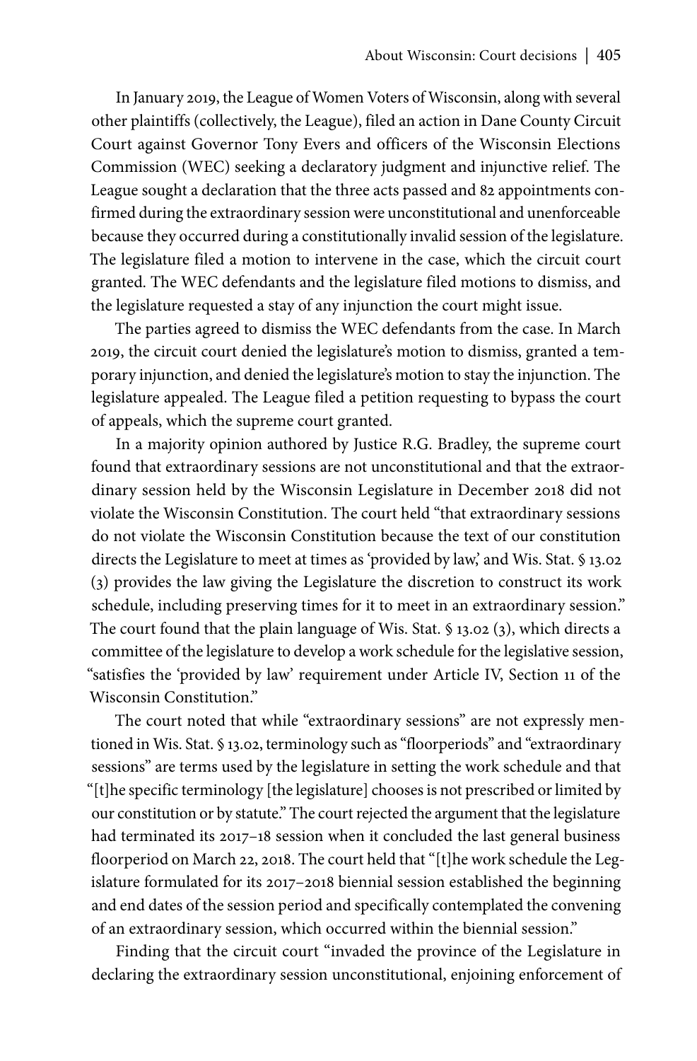In January 2019, the League of Women Voters of Wisconsin, along with several other plaintiffs (collectively, the League), filed an action in Dane County Circuit Court against Governor Tony Evers and officers of the Wisconsin Elections Commission (WEC) seeking a declaratory judgment and injunctive relief. The League sought a declaration that the three acts passed and 82 appointments confirmed during the extraordinary session were unconstitutional and unenforceable because they occurred during a constitutionally invalid session of the legislature. The legislature filed a motion to intervene in the case, which the circuit court granted. The WEC defendants and the legislature filed motions to dismiss, and the legislature requested a stay of any injunction the court might issue.

The parties agreed to dismiss the WEC defendants from the case. In March 2019, the circuit court denied the legislature's motion to dismiss, granted a temporary injunction, and denied the legislature's motion to stay the injunction. The legislature appealed. The League filed a petition requesting to bypass the court of appeals, which the supreme court granted.

In a majority opinion authored by Justice R.G. Bradley, the supreme court found that extraordinary sessions are not unconstitutional and that the extraordinary session held by the Wisconsin Legislature in December 2018 did not violate the Wisconsin Constitution. The court held "that extraordinary sessions do not violate the Wisconsin Constitution because the text of our constitution directs the Legislature to meet at times as 'provided by law,' and Wis. Stat. § 13.02 (3) provides the law giving the Legislature the discretion to construct its work schedule, including preserving times for it to meet in an extraordinary session." The court found that the plain language of Wis. Stat. § 13.02 (3), which directs a committee of the legislature to develop a work schedule for the legislative session, "satisfies the 'provided by law' requirement under Article IV, Section 11 of the Wisconsin Constitution."

The court noted that while "extraordinary sessions" are not expressly mentioned in Wis. Stat. § 13.02, terminology such as "floorperiods" and "extraordinary sessions" are terms used by the legislature in setting the work schedule and that "[t]he specific terminology [the legislature] chooses is not prescribed or limited by our constitution or by statute." The court rejected the argument that the legislature had terminated its 2017–18 session when it concluded the last general business floorperiod on March 22, 2018. The court held that "[t]he work schedule the Legislature formulated for its 2017–2018 biennial session established the beginning and end dates of the session period and specifically contemplated the convening of an extraordinary session, which occurred within the biennial session."

Finding that the circuit court "invaded the province of the Legislature in declaring the extraordinary session unconstitutional, enjoining enforcement of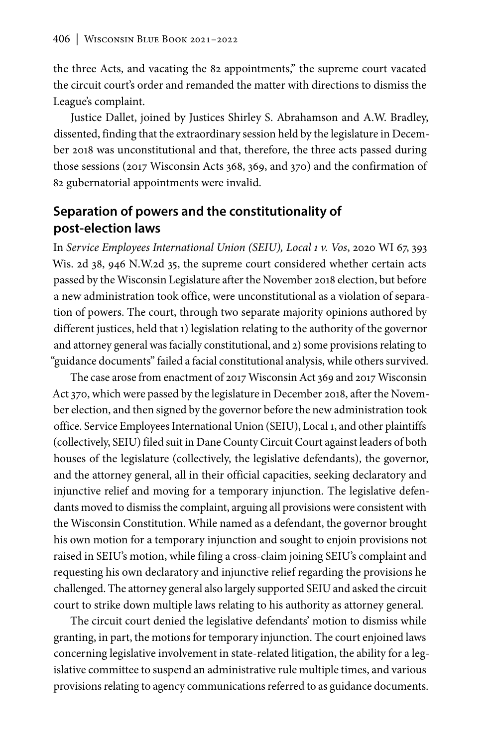the three Acts, and vacating the 82 appointments," the supreme court vacated the circuit court's order and remanded the matter with directions to dismiss the League's complaint.

Justice Dallet, joined by Justices Shirley S. Abrahamson and A.W. Bradley, dissented, finding that the extraordinary session held by the legislature in December 2018 was unconstitutional and that, therefore, the three acts passed during those sessions (2017 Wisconsin Acts 368, 369, and 370) and the confirmation of 82 gubernatorial appointments were invalid.

## Separation of powers and the constitutionality of post-election laws

In *Service Employees International Union (SEIU), Local 1 v. Vos*, 2020 WI 67, 393 Wis. 2d 38, 946 N.W.2d 35, the supreme court considered whether certain acts passed by the Wisconsin Legislature after the November 2018 election, but before a new administration took office, were unconstitutional as a violation of separation of powers. The court, through two separate majority opinions authored by different justices, held that 1) legislation relating to the authority of the governor and attorney general was facially constitutional, and 2) some provisions relating to "guidance documents" failed a facial constitutional analysis, while others survived.

The case arose from enactment of 2017 Wisconsin Act 369 and 2017 Wisconsin Act 370, which were passed by the legislature in December 2018, after the November election, and then signed by the governor before the new administration took office. Service Employees International Union (SEIU), Local 1, and other plaintiffs (collectively, SEIU) filed suit in Dane County Circuit Court against leaders of both houses of the legislature (collectively, the legislative defendants), the governor, and the attorney general, all in their official capacities, seeking declaratory and injunctive relief and moving for a temporary injunction. The legislative defendants moved to dismiss the complaint, arguing all provisions were consistent with the Wisconsin Constitution. While named as a defendant, the governor brought his own motion for a temporary injunction and sought to enjoin provisions not raised in SEIU's motion, while filing a cross-claim joining SEIU's complaint and requesting his own declaratory and injunctive relief regarding the provisions he challenged. The attorney general also largely supported SEIU and asked the circuit court to strike down multiple laws relating to his authority as attorney general.

The circuit court denied the legislative defendants' motion to dismiss while granting, in part, the motions for temporary injunction. The court enjoined laws concerning legislative involvement in state-related litigation, the ability for a legislative committee to suspend an administrative rule multiple times, and various provisions relating to agency communications referred to as guidance documents.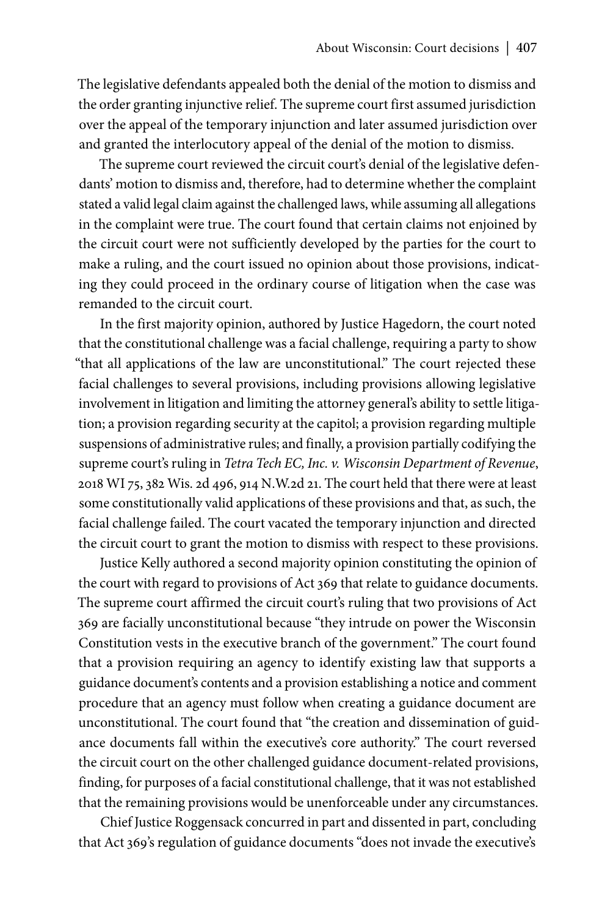The legislative defendants appealed both the denial of the motion to dismiss and the order granting injunctive relief. The supreme court first assumed jurisdiction over the appeal of the temporary injunction and later assumed jurisdiction over and granted the interlocutory appeal of the denial of the motion to dismiss.

The supreme court reviewed the circuit court's denial of the legislative defendants' motion to dismiss and, therefore, had to determine whether the complaint stated a valid legal claim against the challenged laws, while assuming all allegations in the complaint were true. The court found that certain claims not enjoined by the circuit court were not sufficiently developed by the parties for the court to make a ruling, and the court issued no opinion about those provisions, indicating they could proceed in the ordinary course of litigation when the case was remanded to the circuit court.

In the first majority opinion, authored by Justice Hagedorn, the court noted that the constitutional challenge was a facial challenge, requiring a party to show "that all applications of the law are unconstitutional." The court rejected these facial challenges to several provisions, including provisions allowing legislative involvement in litigation and limiting the attorney general's ability to settle litigation; a provision regarding security at the capitol; a provision regarding multiple suspensions of administrative rules; and finally, a provision partially codifying the supreme court's ruling in *Tetra Tech EC, Inc. v. Wisconsin Department of Revenue*, 2018 WI 75, 382 Wis. 2d 496, 914 N.W.2d 21. The court held that there were at least some constitutionally valid applications of these provisions and that, as such, the facial challenge failed. The court vacated the temporary injunction and directed the circuit court to grant the motion to dismiss with respect to these provisions.

Justice Kelly authored a second majority opinion constituting the opinion of the court with regard to provisions of Act 369 that relate to guidance documents. The supreme court affirmed the circuit court's ruling that two provisions of Act 369 are facially unconstitutional because "they intrude on power the Wisconsin Constitution vests in the executive branch of the government." The court found that a provision requiring an agency to identify existing law that supports a guidance document's contents and a provision establishing a notice and comment procedure that an agency must follow when creating a guidance document are unconstitutional. The court found that "the creation and dissemination of guidance documents fall within the executive's core authority." The court reversed the circuit court on the other challenged guidance document-related provisions, finding, for purposes of a facial constitutional challenge, that it was not established that the remaining provisions would be unenforceable under any circumstances.

Chief Justice Roggensack concurred in part and dissented in part, concluding that Act 369's regulation of guidance documents "does not invade the executive's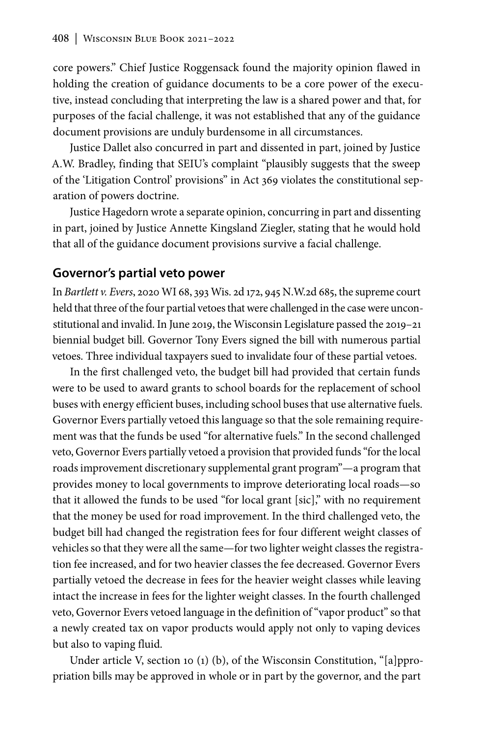core powers." Chief Justice Roggensack found the majority opinion flawed in holding the creation of guidance documents to be a core power of the executive, instead concluding that interpreting the law is a shared power and that, for purposes of the facial challenge, it was not established that any of the guidance document provisions are unduly burdensome in all circumstances.

Justice Dallet also concurred in part and dissented in part, joined by Justice A.W. Bradley, finding that SEIU's complaint "plausibly suggests that the sweep of the 'Litigation Control' provisions" in Act 369 violates the constitutional separation of powers doctrine.

Justice Hagedorn wrote a separate opinion, concurring in part and dissenting in part, joined by Justice Annette Kingsland Ziegler, stating that he would hold that all of the guidance document provisions survive a facial challenge.

## Governor's partial veto power

In *Bartlett v. Evers*, 2020 WI 68, 393 Wis. 2d 172, 945 N.W.2d 685, the supreme court held that three of the four partial vetoes that were challenged in the case were unconstitutional and invalid. In June 2019, the Wisconsin Legislature passed the 2019–21 biennial budget bill. Governor Tony Evers signed the bill with numerous partial vetoes. Three individual taxpayers sued to invalidate four of these partial vetoes.

In the first challenged veto, the budget bill had provided that certain funds were to be used to award grants to school boards for the replacement of school buses with energy efficient buses, including school buses that use alternative fuels. Governor Evers partially vetoed this language so that the sole remaining requirement was that the funds be used "for alternative fuels." In the second challenged veto, Governor Evers partially vetoed a provision that provided funds "for the local roads improvement discretionary supplemental grant program"—a program that provides money to local governments to improve deteriorating local roads—so that it allowed the funds to be used "for local grant [sic]," with no requirement that the money be used for road improvement. In the third challenged veto, the budget bill had changed the registration fees for four different weight classes of vehicles so that they were all the same—for two lighter weight classes the registration fee increased, and for two heavier classes the fee decreased. Governor Evers partially vetoed the decrease in fees for the heavier weight classes while leaving intact the increase in fees for the lighter weight classes. In the fourth challenged veto, Governor Evers vetoed language in the definition of "vapor product" so that a newly created tax on vapor products would apply not only to vaping devices but also to vaping fluid.

Under article V, section 10 (1) (b), of the Wisconsin Constitution, "[a]ppropriation bills may be approved in whole or in part by the governor, and the part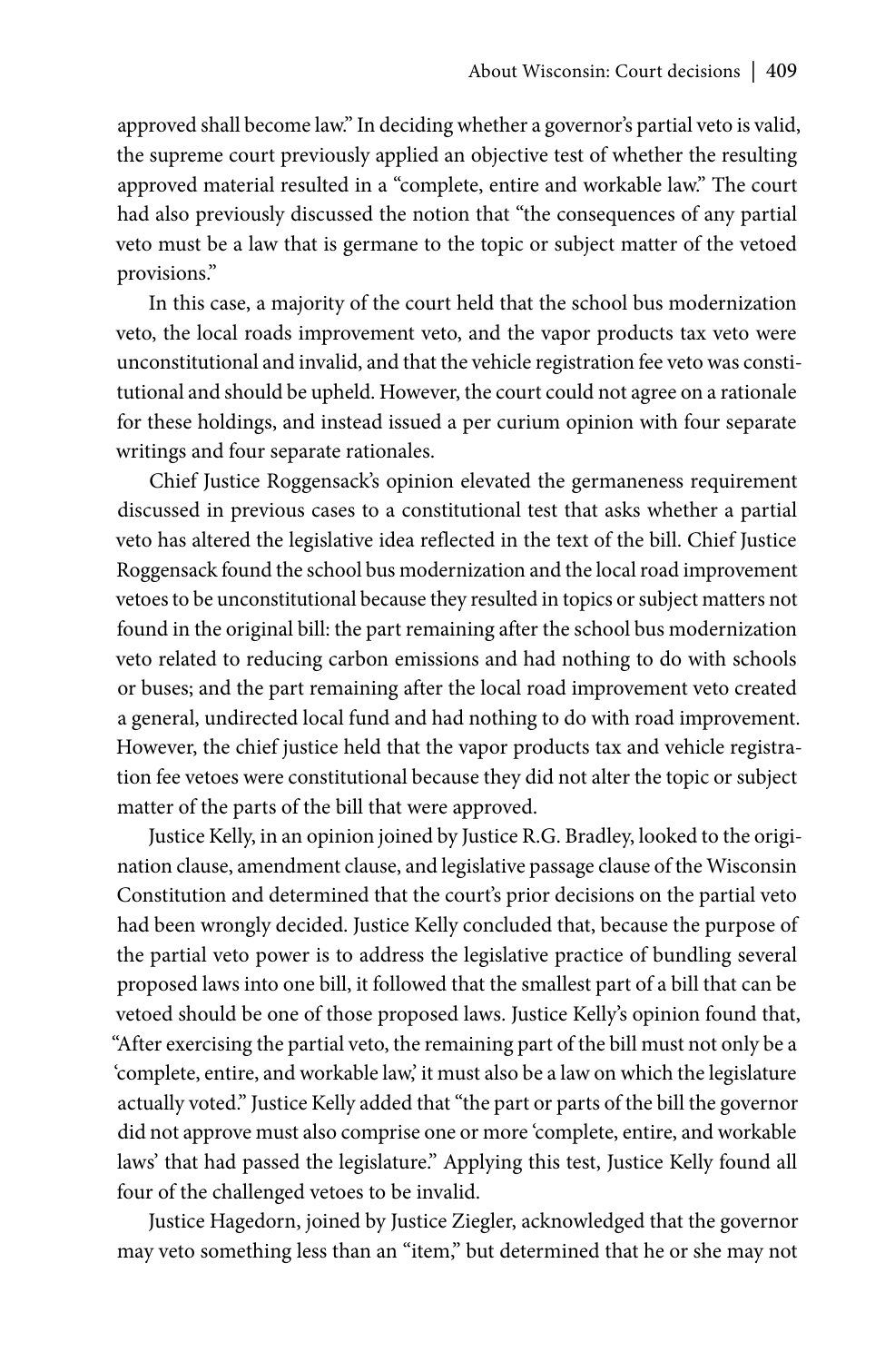approved shall become law." In deciding whether a governor's partial veto is valid, the supreme court previously applied an objective test of whether the resulting approved material resulted in a "complete, entire and workable law." The court had also previously discussed the notion that "the consequences of any partial veto must be a law that is germane to the topic or subject matter of the vetoed provisions."

In this case, a majority of the court held that the school bus modernization veto, the local roads improvement veto, and the vapor products tax veto were unconstitutional and invalid, and that the vehicle registration fee veto was constitutional and should be upheld. However, the court could not agree on a rationale for these holdings, and instead issued a per curium opinion with four separate writings and four separate rationales.

Chief Justice Roggensack's opinion elevated the germaneness requirement discussed in previous cases to a constitutional test that asks whether a partial veto has altered the legislative idea reflected in the text of the bill. Chief Justice Roggensack found the school bus modernization and the local road improvement vetoes to be unconstitutional because they resulted in topics or subject matters not found in the original bill: the part remaining after the school bus modernization veto related to reducing carbon emissions and had nothing to do with schools or buses; and the part remaining after the local road improvement veto created a general, undirected local fund and had nothing to do with road improvement. However, the chief justice held that the vapor products tax and vehicle registration fee vetoes were constitutional because they did not alter the topic or subject matter of the parts of the bill that were approved.

Justice Kelly, in an opinion joined by Justice R.G. Bradley, looked to the origination clause, amendment clause, and legislative passage clause of the Wisconsin Constitution and determined that the court's prior decisions on the partial veto had been wrongly decided. Justice Kelly concluded that, because the purpose of the partial veto power is to address the legislative practice of bundling several proposed laws into one bill, it followed that the smallest part of a bill that can be vetoed should be one of those proposed laws. Justice Kelly's opinion found that, "After exercising the partial veto, the remaining part of the bill must not only be a 'complete, entire, and workable law,' it must also be a law on which the legislature actually voted." Justice Kelly added that "the part or parts of the bill the governor did not approve must also comprise one or more 'complete, entire, and workable laws' that had passed the legislature." Applying this test, Justice Kelly found all four of the challenged vetoes to be invalid.

Justice Hagedorn, joined by Justice Ziegler, acknowledged that the governor may veto something less than an "item," but determined that he or she may not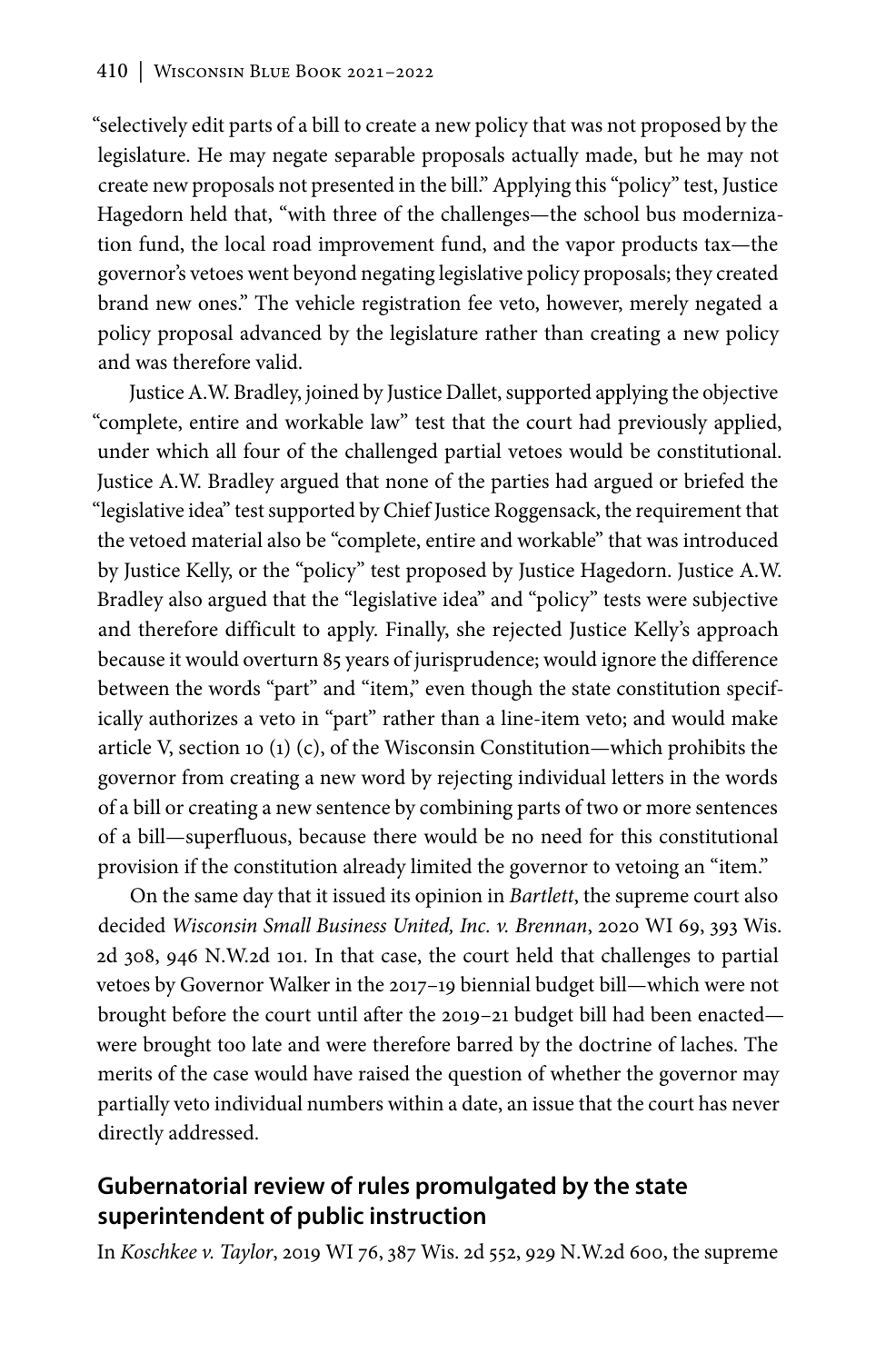"selectively edit parts of a bill to create a new policy that was not proposed by the legislature. He may negate separable proposals actually made, but he may not create new proposals not presented in the bill." Applying this "policy" test, Justice Hagedorn held that, "with three of the challenges—the school bus modernization fund, the local road improvement fund, and the vapor products tax—the governor's vetoes went beyond negating legislative policy proposals; they created brand new ones." The vehicle registration fee veto, however, merely negated a policy proposal advanced by the legislature rather than creating a new policy and was therefore valid.

Justice A.W. Bradley, joined by Justice Dallet, supported applying the objective "complete, entire and workable law" test that the court had previously applied, under which all four of the challenged partial vetoes would be constitutional. Justice A.W. Bradley argued that none of the parties had argued or briefed the "legislative idea" test supported by Chief Justice Roggensack, the requirement that the vetoed material also be "complete, entire and workable" that was introduced by Justice Kelly, or the "policy" test proposed by Justice Hagedorn. Justice A.W. Bradley also argued that the "legislative idea" and "policy" tests were subjective and therefore difficult to apply. Finally, she rejected Justice Kelly's approach because it would overturn 85 years of jurisprudence; would ignore the difference between the words "part" and "item," even though the state constitution specifically authorizes a veto in "part" rather than a line-item veto; and would make article V, section 10 (1) (c), of the Wisconsin Constitution—which prohibits the governor from creating a new word by rejecting individual letters in the words of a bill or creating a new sentence by combining parts of two or more sentences of a bill—superfluous, because there would be no need for this constitutional provision if the constitution already limited the governor to vetoing an "item."

On the same day that it issued its opinion in *Bartlett*, the supreme court also decided *Wisconsin Small Business United, Inc. v. Brennan*, 2020 WI 69, 393 Wis. 2d 308, 946 N.W.2d 101. In that case, the court held that challenges to partial vetoes by Governor Walker in the 2017–19 biennial budget bill—which were not brought before the court until after the 2019–21 budget bill had been enacted—were brought too late and were therefore barred by the doctrine of laches. The merits of the case would have raised the question of whether the governor may partially veto individual numbers within a date, an issue that the court has never directly addressed.

## Gubernatorial review of rules promulgated by the state superintendent of public instruction

In *Koschkee v. Taylor*, 2019 WI 76, 387 Wis. 2d 552, 929 N.W.2d 600, the supreme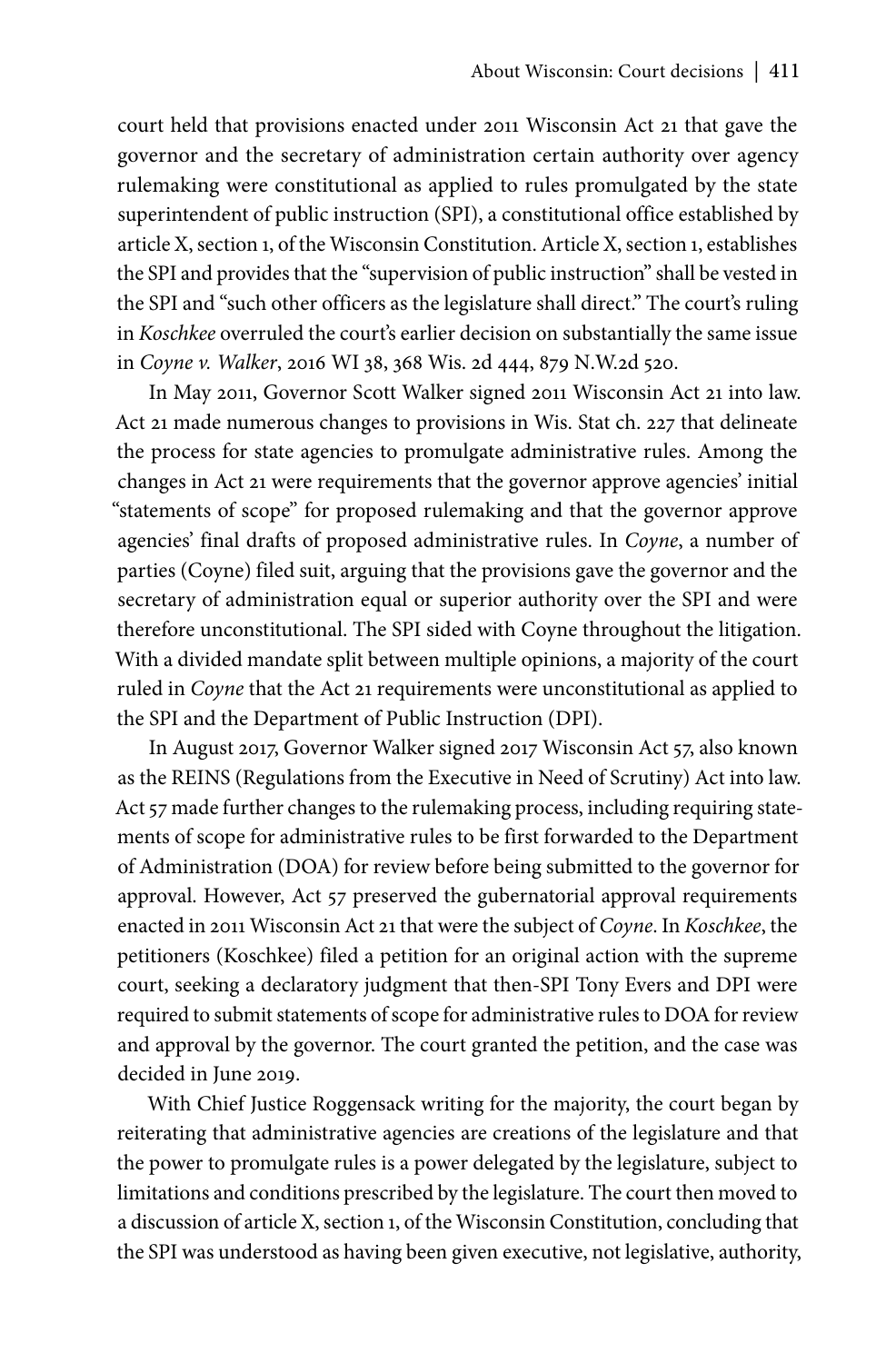court held that provisions enacted under 2011 Wisconsin Act 21 that gave the governor and the secretary of administration certain authority over agency rulemaking were constitutional as applied to rules promulgated by the state superintendent of public instruction (SPI), a constitutional office established by article X, section 1, of the Wisconsin Constitution. Article X, section 1, establishes the SPI and provides that the "supervision of public instruction" shall be vested in the SPI and "such other officers as the legislature shall direct." The court's ruling in *Koschkee* overruled the court's earlier decision on substantially the same issue in *Coyne v. Walker*, 2016 WI 38, 368 Wis. 2d 444, 879 N.W.2d 520.

In May 2011, Governor Scott Walker signed 2011 Wisconsin Act 21 into law. Act 21 made numerous changes to provisions in Wis. Stat ch. 227 that delineate the process for state agencies to promulgate administrative rules. Among the changes in Act 21 were requirements that the governor approve agencies' initial "statements of scope" for proposed rulemaking and that the governor approve agencies' final drafts of proposed administrative rules. In *Coyne*, a number of parties (Coyne) filed suit, arguing that the provisions gave the governor and the secretary of administration equal or superior authority over the SPI and were therefore unconstitutional. The SPI sided with Coyne throughout the litigation. With a divided mandate split between multiple opinions, a majority of the court ruled in *Coyne* that the Act 21 requirements were unconstitutional as applied to the SPI and the Department of Public Instruction (DPI).

In August 2017, Governor Walker signed 2017 Wisconsin Act 57, also known as the REINS (Regulations from the Executive in Need of Scrutiny) Act into law. Act 57 made further changes to the rulemaking process, including requiring statements of scope for administrative rules to be first forwarded to the Department of Administration (DOA) for review before being submitted to the governor for approval. However, Act 57 preserved the gubernatorial approval requirements enacted in 2011 Wisconsin Act 21 that were the subject of *Coyne*. In *Koschkee*, the petitioners (Koschkee) filed a petition for an original action with the supreme court, seeking a declaratory judgment that then-SPI Tony Evers and DPI were required to submit statements of scope for administrative rules to DOA for review and approval by the governor. The court granted the petition, and the case was decided in June 2019.

With Chief Justice Roggensack writing for the majority, the court began by reiterating that administrative agencies are creations of the legislature and that the power to promulgate rules is a power delegated by the legislature, subject to limitations and conditions prescribed by the legislature. The court then moved to a discussion of article X, section 1, of the Wisconsin Constitution, concluding that the SPI was understood as having been given executive, not legislative, authority,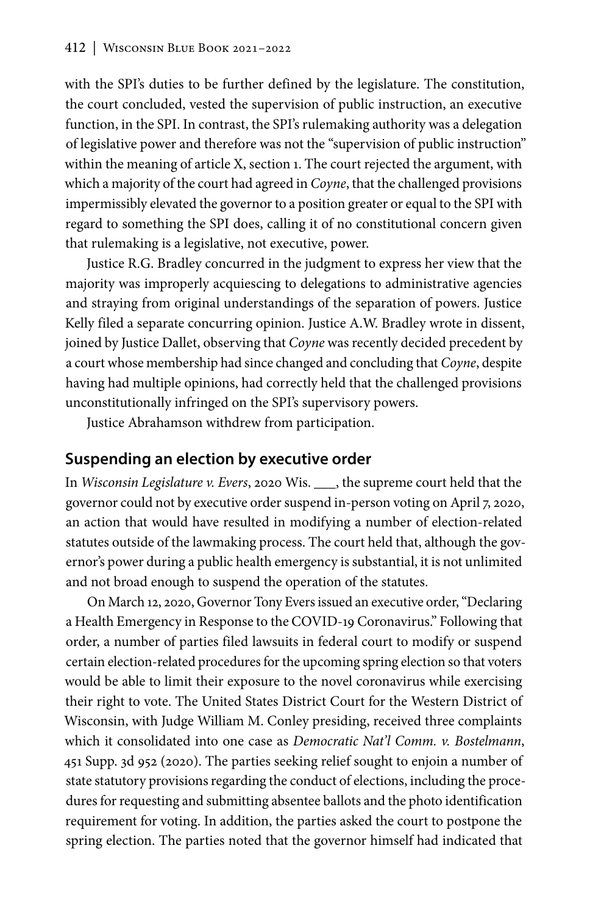with the SPI's duties to be further defined by the legislature. The constitution, the court concluded, vested the supervision of public instruction, an executive function, in the SPI. In contrast, the SPI's rulemaking authority was a delegation of legislative power and therefore was not the "supervision of public instruction" within the meaning of article X, section 1. The court rejected the argument, with which a majority of the court had agreed in *Coyne*, that the challenged provisions impermissibly elevated the governor to a position greater or equal to the SPI with regard to something the SPI does, calling it of no constitutional concern given that rulemaking is a legislative, not executive, power.

Justice R.G. Bradley concurred in the judgment to express her view that the majority was improperly acquiescing to delegations to administrative agencies and straying from original understandings of the separation of powers. Justice Kelly filed a separate concurring opinion. Justice A.W. Bradley wrote in dissent, joined by Justice Dallet, observing that *Coyne* was recently decided precedent by a court whose membership had since changed and concluding that *Coyne*, despite having had multiple opinions, had correctly held that the challenged provisions unconstitutionally infringed on the SPI's supervisory powers.

Justice Abrahamson withdrew from participation.

## Suspending an election by executive order

In *Wisconsin Legislature v. Evers*, 2020 Wis. ___, the supreme court held that the governor could not by executive order suspend in-person voting on April 7, 2020, an action that would have resulted in modifying a number of election-related statutes outside of the lawmaking process. The court held that, although the governor's power during a public health emergency is substantial, it is not unlimited and not broad enough to suspend the operation of the statutes.

On March 12, 2020, Governor Tony Evers issued an executive order, "Declaring a Health Emergency in Response to the COVID-19 Coronavirus." Following that order, a number of parties filed lawsuits in federal court to modify or suspend certain election-related procedures for the upcoming spring election so that voters would be able to limit their exposure to the novel coronavirus while exercising their right to vote. The United States District Court for the Western District of Wisconsin, with Judge William M. Conley presiding, received three complaints which it consolidated into one case as *Democratic Nat'l Comm. v. Bostelmann*, 451 Supp. 3d 952 (2020). The parties seeking relief sought to enjoin a number of state statutory provisions regarding the conduct of elections, including the procedures for requesting and submitting absentee ballots and the photo identification requirement for voting. In addition, the parties asked the court to postpone the spring election. The parties noted that the governor himself had indicated that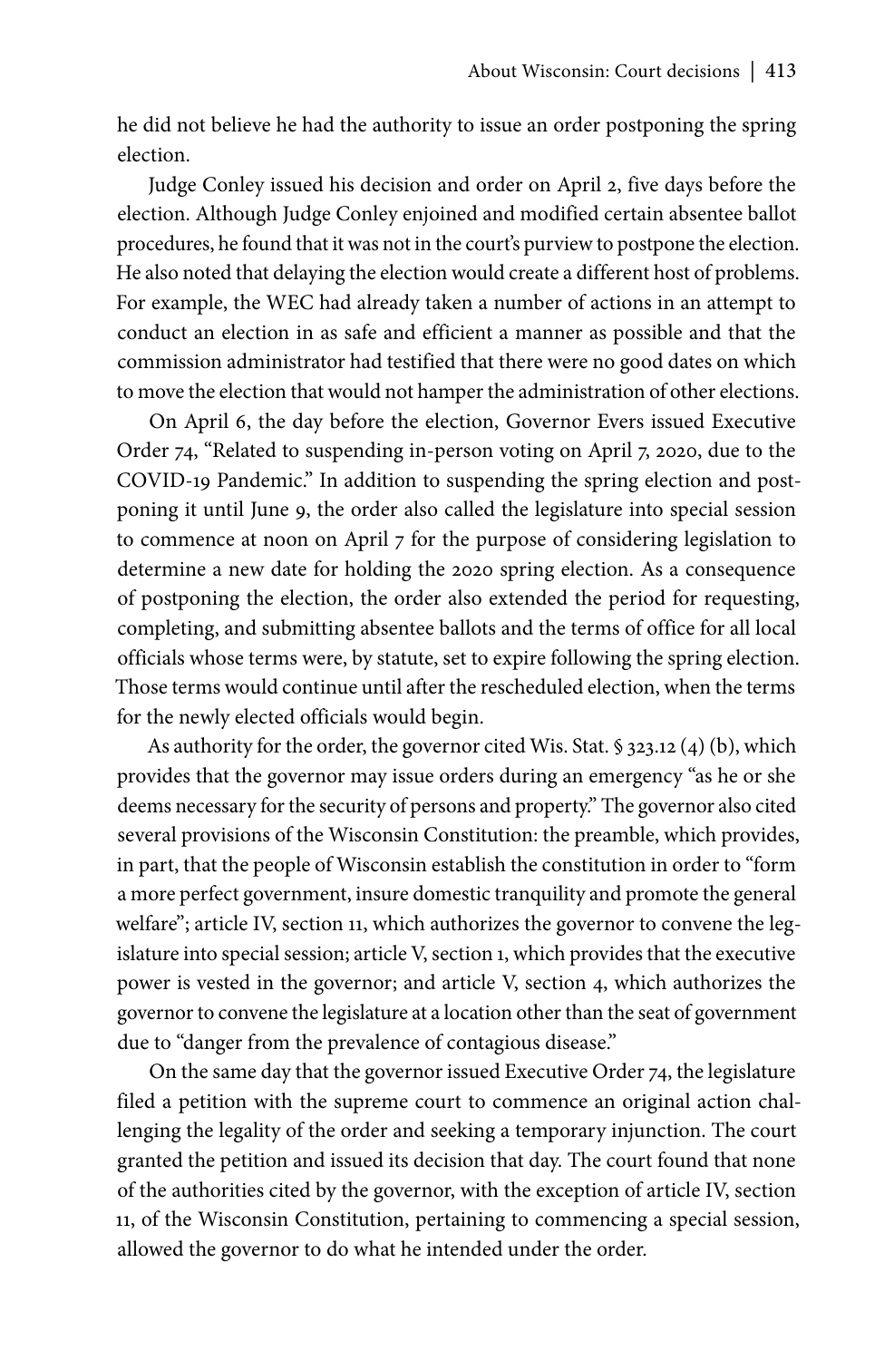he did not believe he had the authority to issue an order postponing the spring election.

Judge Conley issued his decision and order on April 2, five days before the election. Although Judge Conley enjoined and modified certain absentee ballot procedures, he found that it was not in the court's purview to postpone the election. He also noted that delaying the election would create a different host of problems. For example, the WEC had already taken a number of actions in an attempt to conduct an election in as safe and efficient a manner as possible and that the commission administrator had testified that there were no good dates on which to move the election that would not hamper the administration of other elections.

On April 6, the day before the election, Governor Evers issued Executive Order 74, "Related to suspending in-person voting on April 7, 2020, due to the COVID-19 Pandemic." In addition to suspending the spring election and postponing it until June 9, the order also called the legislature into special session to commence at noon on April 7 for the purpose of considering legislation to determine a new date for holding the 2020 spring election. As a consequence of postponing the election, the order also extended the period for requesting, completing, and submitting absentee ballots and the terms of office for all local officials whose terms were, by statute, set to expire following the spring election. Those terms would continue until after the rescheduled election, when the terms for the newly elected officials would begin.

As authority for the order, the governor cited Wis. Stat. § 323.12 (4) (b), which provides that the governor may issue orders during an emergency "as he or she deems necessary for the security of persons and property." The governor also cited several provisions of the Wisconsin Constitution: the preamble, which provides, in part, that the people of Wisconsin establish the constitution in order to "form a more perfect government, insure domestic tranquility and promote the general welfare"; article IV, section 11, which authorizes the governor to convene the legislature into special session; article V, section 1, which provides that the executive power is vested in the governor; and article V, section 4, which authorizes the governor to convene the legislature at a location other than the seat of government due to "danger from the prevalence of contagious disease."

On the same day that the governor issued Executive Order 74, the legislature filed a petition with the supreme court to commence an original action challenging the legality of the order and seeking a temporary injunction. The court granted the petition and issued its decision that day. The court found that none of the authorities cited by the governor, with the exception of article IV, section 11, of the Wisconsin Constitution, pertaining to commencing a special session, allowed the governor to do what he intended under the order.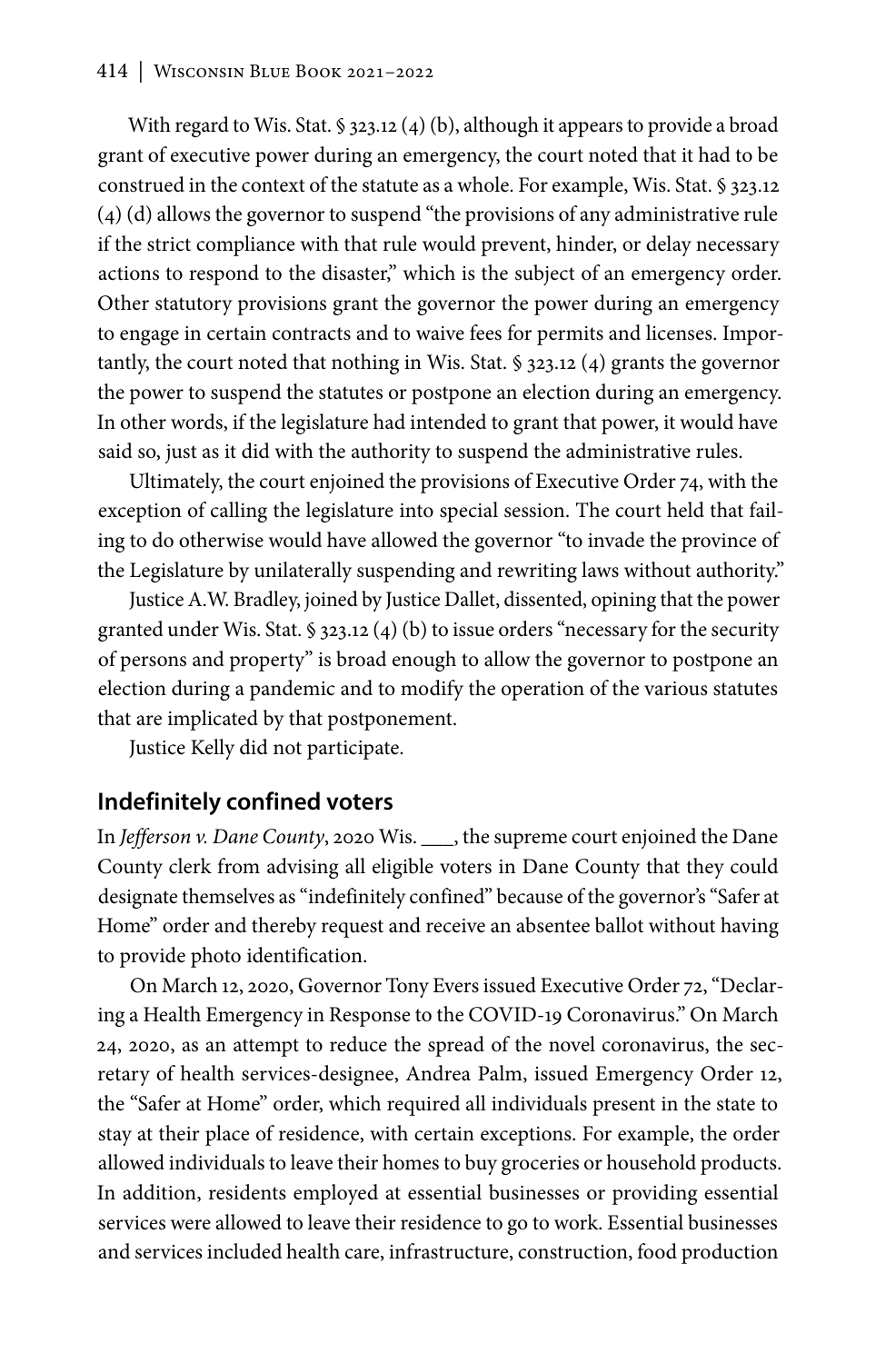With regard to Wis. Stat. § 323.12 (4) (b), although it appears to provide a broad grant of executive power during an emergency, the court noted that it had to be construed in the context of the statute as a whole. For example, Wis. Stat. § 323.12 (4) (d) allows the governor to suspend "the provisions of any administrative rule if the strict compliance with that rule would prevent, hinder, or delay necessary actions to respond to the disaster," which is the subject of an emergency order. Other statutory provisions grant the governor the power during an emergency to engage in certain contracts and to waive fees for permits and licenses. Importantly, the court noted that nothing in Wis. Stat. § 323.12 (4) grants the governor the power to suspend the statutes or postpone an election during an emergency. In other words, if the legislature had intended to grant that power, it would have said so, just as it did with the authority to suspend the administrative rules.

Ultimately, the court enjoined the provisions of Executive Order 74, with the exception of calling the legislature into special session. The court held that failing to do otherwise would have allowed the governor "to invade the province of the Legislature by unilaterally suspending and rewriting laws without authority."

Justice A.W. Bradley, joined by Justice Dallet, dissented, opining that the power granted under Wis. Stat. § 323.12 (4) (b) to issue orders "necessary for the security of persons and property" is broad enough to allow the governor to postpone an election during a pandemic and to modify the operation of the various statutes that are implicated by that postponement.

Justice Kelly did not participate.

## Indefinitely confined voters

In *Jefferson v. Dane County*, 2020 Wis. ___, the supreme court enjoined the Dane County clerk from advising all eligible voters in Dane County that they could designate themselves as "indefinitely confined" because of the governor's "Safer at Home" order and thereby request and receive an absentee ballot without having to provide photo identification.

On March 12, 2020, Governor Tony Evers issued Executive Order 72, "Declaring a Health Emergency in Response to the COVID-19 Coronavirus." On March 24, 2020, as an attempt to reduce the spread of the novel coronavirus, the secretary of health services-designee, Andrea Palm, issued Emergency Order 12, the "Safer at Home" order, which required all individuals present in the state to stay at their place of residence, with certain exceptions. For example, the order allowed individuals to leave their homes to buy groceries or household products. In addition, residents employed at essential businesses or providing essential services were allowed to leave their residence to go to work. Essential businesses and services included health care, infrastructure, construction, food production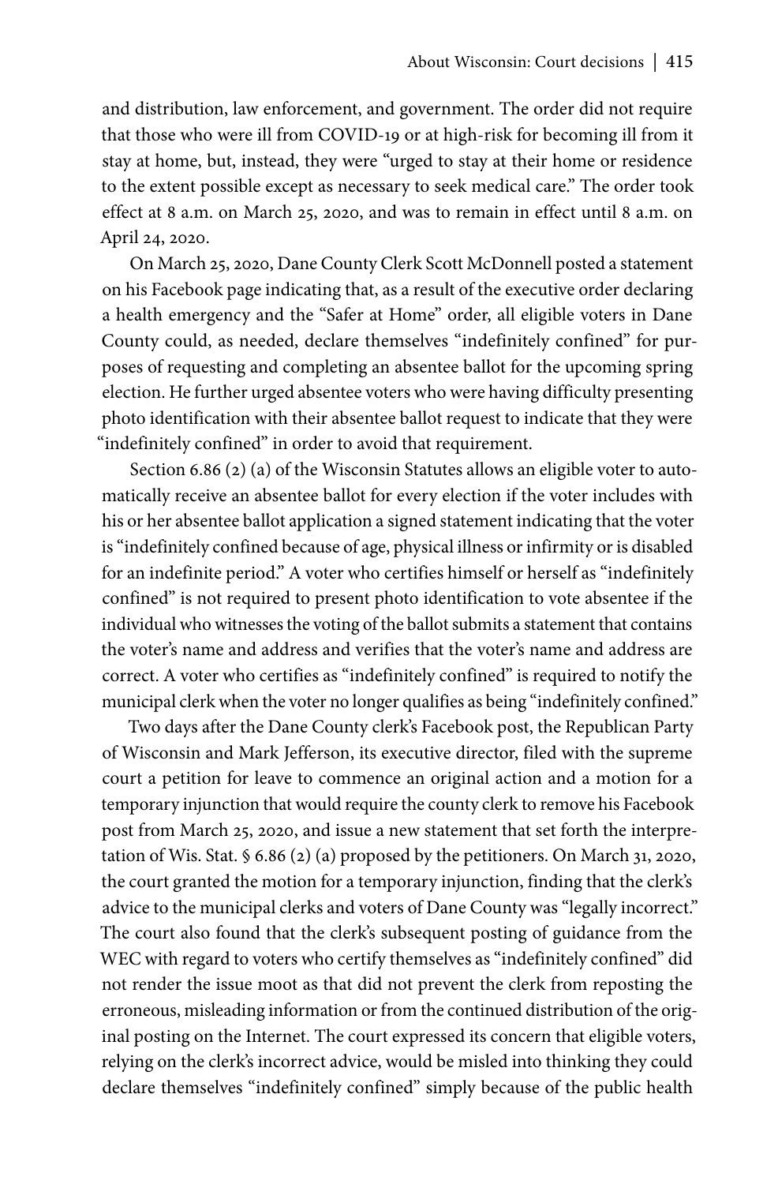and distribution, law enforcement, and government. The order did not require that those who were ill from COVID-19 or at high-risk for becoming ill from it stay at home, but, instead, they were "urged to stay at their home or residence to the extent possible except as necessary to seek medical care." The order took effect at 8 a.m. on March 25, 2020, and was to remain in effect until 8 a.m. on April 24, 2020.

On March 25, 2020, Dane County Clerk Scott McDonnell posted a statement on his Facebook page indicating that, as a result of the executive order declaring a health emergency and the "Safer at Home" order, all eligible voters in Dane County could, as needed, declare themselves "indefinitely confined" for purposes of requesting and completing an absentee ballot for the upcoming spring election. He further urged absentee voters who were having difficulty presenting photo identification with their absentee ballot request to indicate that they were "indefinitely confined" in order to avoid that requirement.

Section 6.86 (2) (a) of the Wisconsin Statutes allows an eligible voter to automatically receive an absentee ballot for every election if the voter includes with his or her absentee ballot application a signed statement indicating that the voter is "indefinitely confined because of age, physical illness or infirmity or is disabled for an indefinite period." A voter who certifies himself or herself as "indefinitely confined" is not required to present photo identification to vote absentee if the individual who witnesses the voting of the ballot submits a statement that contains the voter's name and address and verifies that the voter's name and address are correct. A voter who certifies as "indefinitely confined" is required to notify the municipal clerk when the voter no longer qualifies as being "indefinitely confined."

Two days after the Dane County clerk's Facebook post, the Republican Party of Wisconsin and Mark Jefferson, its executive director, filed with the supreme court a petition for leave to commence an original action and a motion for a temporary injunction that would require the county clerk to remove his Facebook post from March 25, 2020, and issue a new statement that set forth the interpretation of Wis. Stat. § 6.86 (2) (a) proposed by the petitioners. On March 31, 2020, the court granted the motion for a temporary injunction, finding that the clerk's advice to the municipal clerks and voters of Dane County was "legally incorrect." The court also found that the clerk's subsequent posting of guidance from the WEC with regard to voters who certify themselves as "indefinitely confined" did not render the issue moot as that did not prevent the clerk from reposting the erroneous, misleading information or from the continued distribution of the original posting on the Internet. The court expressed its concern that eligible voters, relying on the clerk's incorrect advice, would be misled into thinking they could declare themselves "indefinitely confined" simply because of the public health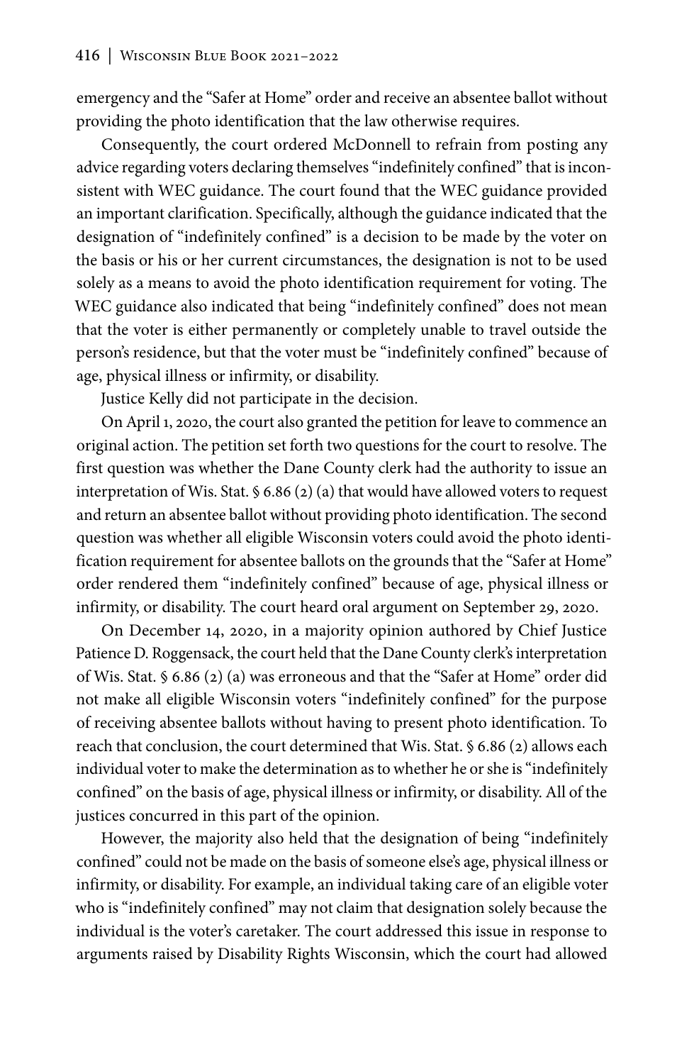emergency and the "Safer at Home" order and receive an absentee ballot without providing the photo identification that the law otherwise requires.

Consequently, the court ordered McDonnell to refrain from posting any advice regarding voters declaring themselves "indefinitely confined" that is inconsistent with WEC guidance. The court found that the WEC guidance provided an important clarification. Specifically, although the guidance indicated that the designation of "indefinitely confined" is a decision to be made by the voter on the basis or his or her current circumstances, the designation is not to be used solely as a means to avoid the photo identification requirement for voting. The WEC guidance also indicated that being "indefinitely confined" does not mean that the voter is either permanently or completely unable to travel outside the person's residence, but that the voter must be "indefinitely confined" because of age, physical illness or infirmity, or disability.

Justice Kelly did not participate in the decision.

On April 1, 2020, the court also granted the petition for leave to commence an original action. The petition set forth two questions for the court to resolve. The first question was whether the Dane County clerk had the authority to issue an interpretation of Wis. Stat. § 6.86 (2) (a) that would have allowed voters to request and return an absentee ballot without providing photo identification. The second question was whether all eligible Wisconsin voters could avoid the photo identification requirement for absentee ballots on the grounds that the "Safer at Home" order rendered them "indefinitely confined" because of age, physical illness or infirmity, or disability. The court heard oral argument on September 29, 2020.

On December 14, 2020, in a majority opinion authored by Chief Justice Patience D. Roggensack, the court held that the Dane County clerk's interpretation of Wis. Stat. § 6.86 (2) (a) was erroneous and that the "Safer at Home" order did not make all eligible Wisconsin voters "indefinitely confined" for the purpose of receiving absentee ballots without having to present photo identification. To reach that conclusion, the court determined that Wis. Stat. § 6.86 (2) allows each individual voter to make the determination as to whether he or she is "indefinitely confined" on the basis of age, physical illness or infirmity, or disability. All of the justices concurred in this part of the opinion.

However, the majority also held that the designation of being "indefinitely confined" could not be made on the basis of someone else's age, physical illness or infirmity, or disability. For example, an individual taking care of an eligible voter who is "indefinitely confined" may not claim that designation solely because the individual is the voter's caretaker. The court addressed this issue in response to arguments raised by Disability Rights Wisconsin, which the court had allowed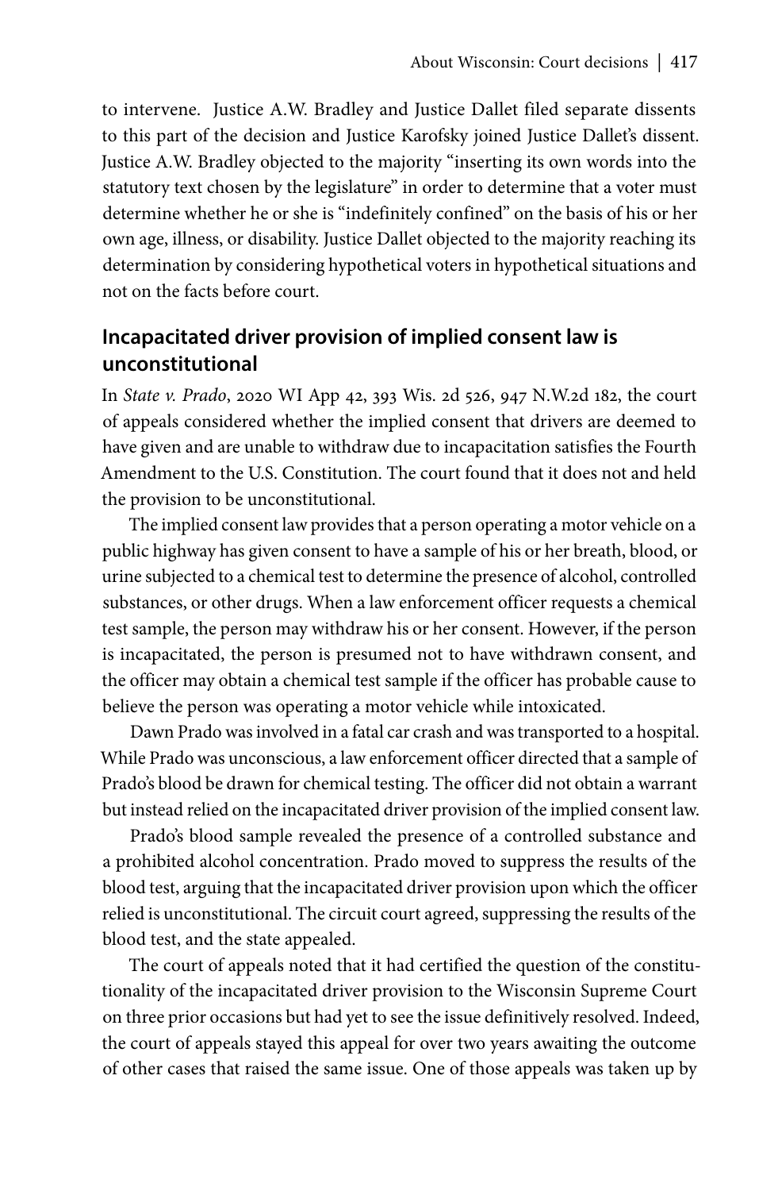to intervene. Justice A.W. Bradley and Justice Dallet filed separate dissents to this part of the decision and Justice Karofsky joined Justice Dallet's dissent. Justice A.W. Bradley objected to the majority "inserting its own words into the statutory text chosen by the legislature" in order to determine that a voter must determine whether he or she is "indefinitely confined" on the basis of his or her own age, illness, or disability. Justice Dallet objected to the majority reaching its determination by considering hypothetical voters in hypothetical situations and not on the facts before court.

## Incapacitated driver provision of implied consent law is unconstitutional

In *State v. Prado*, 2020 WI App 42, 393 Wis. 2d 526, 947 N.W.2d 182, the court of appeals considered whether the implied consent that drivers are deemed to have given and are unable to withdraw due to incapacitation satisfies the Fourth Amendment to the U.S. Constitution. The court found that it does not and held the provision to be unconstitutional.

The implied consent law provides that a person operating a motor vehicle on a public highway has given consent to have a sample of his or her breath, blood, or urine subjected to a chemical test to determine the presence of alcohol, controlled substances, or other drugs. When a law enforcement officer requests a chemical test sample, the person may withdraw his or her consent. However, if the person is incapacitated, the person is presumed not to have withdrawn consent, and the officer may obtain a chemical test sample if the officer has probable cause to believe the person was operating a motor vehicle while intoxicated.

Dawn Prado was involved in a fatal car crash and was transported to a hospital. While Prado was unconscious, a law enforcement officer directed that a sample of Prado's blood be drawn for chemical testing. The officer did not obtain a warrant but instead relied on the incapacitated driver provision of the implied consent law.

Prado's blood sample revealed the presence of a controlled substance and a prohibited alcohol concentration. Prado moved to suppress the results of the blood test, arguing that the incapacitated driver provision upon which the officer relied is unconstitutional. The circuit court agreed, suppressing the results of the blood test, and the state appealed.

The court of appeals noted that it had certified the question of the constitutionality of the incapacitated driver provision to the Wisconsin Supreme Court on three prior occasions but had yet to see the issue definitively resolved. Indeed, the court of appeals stayed this appeal for over two years awaiting the outcome of other cases that raised the same issue. One of those appeals was taken up by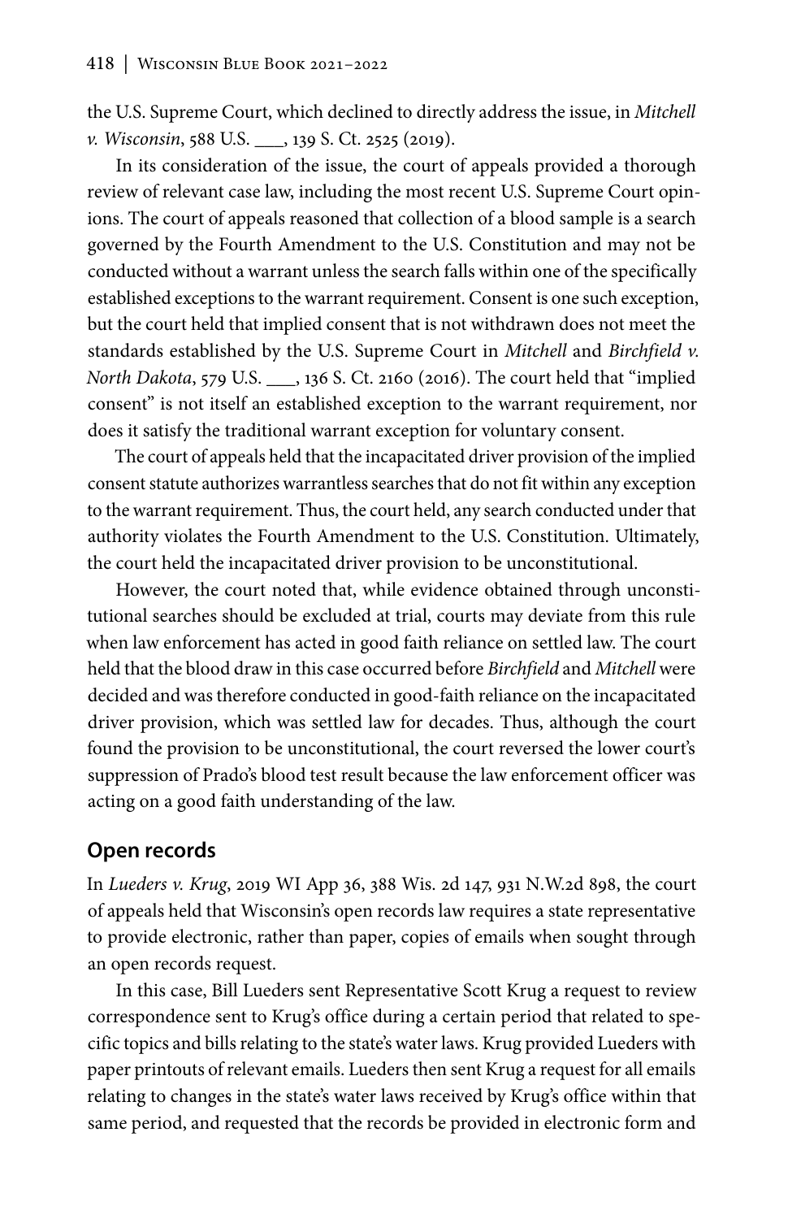the U.S. Supreme Court, which declined to directly address the issue, in *Mitchell v. Wisconsin*, 588 U.S. ___, 139 S. Ct. 2525 (2019).

In its consideration of the issue, the court of appeals provided a thorough review of relevant case law, including the most recent U.S. Supreme Court opinions. The court of appeals reasoned that collection of a blood sample is a search governed by the Fourth Amendment to the U.S. Constitution and may not be conducted without a warrant unless the search falls within one of the specifically established exceptions to the warrant requirement. Consent is one such exception, but the court held that implied consent that is not withdrawn does not meet the standards established by the U.S. Supreme Court in *Mitchell* and *Birchfield v. North Dakota*, 579 U.S. ___, 136 S. Ct. 2160 (2016). The court held that "implied consent" is not itself an established exception to the warrant requirement, nor does it satisfy the traditional warrant exception for voluntary consent.

The court of appeals held that the incapacitated driver provision of the implied consent statute authorizes warrantless searches that do not fit within any exception to the warrant requirement. Thus, the court held, any search conducted under that authority violates the Fourth Amendment to the U.S. Constitution. Ultimately, the court held the incapacitated driver provision to be unconstitutional.

However, the court noted that, while evidence obtained through unconstitutional searches should be excluded at trial, courts may deviate from this rule when law enforcement has acted in good faith reliance on settled law. The court held that the blood draw in this case occurred before *Birchfield* and *Mitchell* were decided and was therefore conducted in good-faith reliance on the incapacitated driver provision, which was settled law for decades. Thus, although the court found the provision to be unconstitutional, the court reversed the lower court's suppression of Prado's blood test result because the law enforcement officer was acting on a good faith understanding of the law.

## Open records

In *Lueders v. Krug*, 2019 WI App 36, 388 Wis. 2d 147, 931 N.W.2d 898, the court of appeals held that Wisconsin's open records law requires a state representative to provide electronic, rather than paper, copies of emails when sought through an open records request.

In this case, Bill Lueders sent Representative Scott Krug a request to review correspondence sent to Krug's office during a certain period that related to specific topics and bills relating to the state's water laws. Krug provided Lueders with paper printouts of relevant emails. Lueders then sent Krug a request for all emails relating to changes in the state's water laws received by Krug's office within that same period, and requested that the records be provided in electronic form and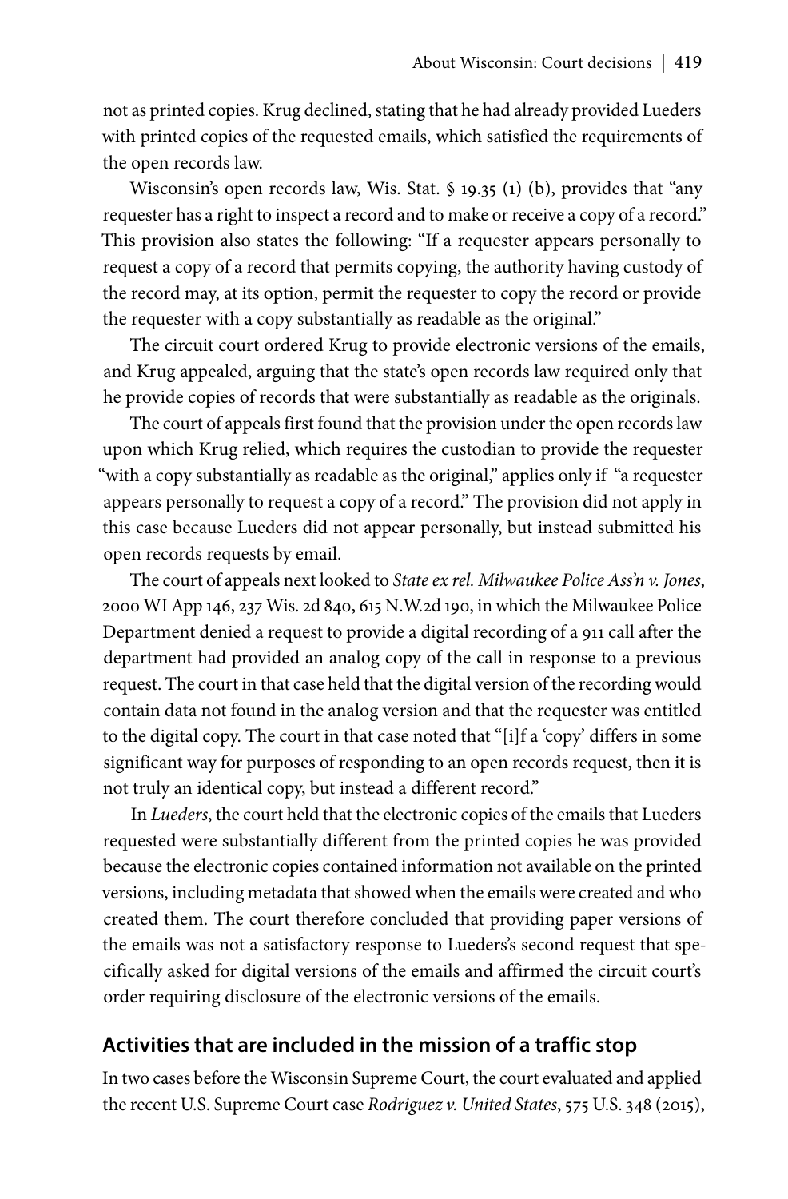not as printed copies. Krug declined, stating that he had already provided Lueders with printed copies of the requested emails, which satisfied the requirements of the open records law.

Wisconsin's open records law, Wis. Stat. § 19.35 (1) (b), provides that "any requester has a right to inspect a record and to make or receive a copy of a record." This provision also states the following: "If a requester appears personally to request a copy of a record that permits copying, the authority having custody of the record may, at its option, permit the requester to copy the record or provide the requester with a copy substantially as readable as the original."

The circuit court ordered Krug to provide electronic versions of the emails, and Krug appealed, arguing that the state's open records law required only that he provide copies of records that were substantially as readable as the originals.

The court of appeals first found that the provision under the open records law upon which Krug relied, which requires the custodian to provide the requester "with a copy substantially as readable as the original," applies only if "a requester appears personally to request a copy of a record." The provision did not apply in this case because Lueders did not appear personally, but instead submitted his open records requests by email.

The court of appeals next looked to *State ex rel. Milwaukee Police Ass'n v. Jones*, 2000 WI App 146, 237 Wis. 2d 840, 615 N.W.2d 190, in which the Milwaukee Police Department denied a request to provide a digital recording of a 911 call after the department had provided an analog copy of the call in response to a previous request. The court in that case held that the digital version of the recording would contain data not found in the analog version and that the requester was entitled to the digital copy. The court in that case noted that "[i]f a 'copy' differs in some significant way for purposes of responding to an open records request, then it is not truly an identical copy, but instead a different record."

In *Lueders*, the court held that the electronic copies of the emails that Lueders requested were substantially different from the printed copies he was provided because the electronic copies contained information not available on the printed versions, including metadata that showed when the emails were created and who created them. The court therefore concluded that providing paper versions of the emails was not a satisfactory response to Lueders's second request that specifically asked for digital versions of the emails and affirmed the circuit court's order requiring disclosure of the electronic versions of the emails.

## Activities that are included in the mission of a traffic stop

In two cases before the Wisconsin Supreme Court, the court evaluated and applied the recent U.S. Supreme Court case *Rodriguez v. United States*, 575 U.S. 348 (2015),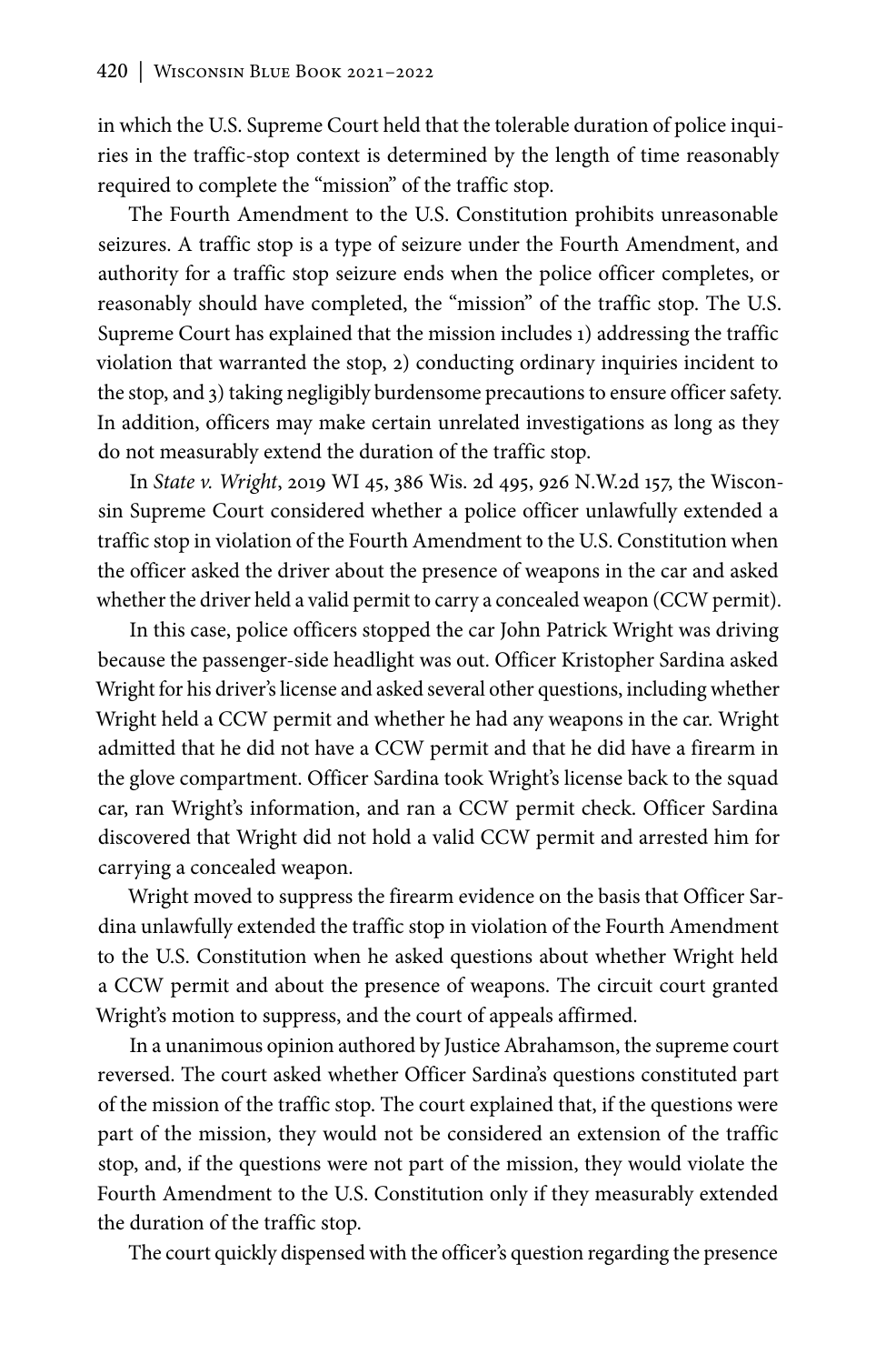in which the U.S. Supreme Court held that the tolerable duration of police inquiries in the traffic-stop context is determined by the length of time reasonably required to complete the "mission" of the traffic stop.

The Fourth Amendment to the U.S. Constitution prohibits unreasonable seizures. A traffic stop is a type of seizure under the Fourth Amendment, and authority for a traffic stop seizure ends when the police officer completes, or reasonably should have completed, the "mission" of the traffic stop. The U.S. Supreme Court has explained that the mission includes 1) addressing the traffic violation that warranted the stop, 2) conducting ordinary inquiries incident to the stop, and 3) taking negligibly burdensome precautions to ensure officer safety. In addition, officers may make certain unrelated investigations as long as they do not measurably extend the duration of the traffic stop.

In *State v. Wright*, 2019 WI 45, 386 Wis. 2d 495, 926 N.W.2d 157, the Wisconsin Supreme Court considered whether a police officer unlawfully extended a traffic stop in violation of the Fourth Amendment to the U.S. Constitution when the officer asked the driver about the presence of weapons in the car and asked whether the driver held a valid permit to carry a concealed weapon (CCW permit).

In this case, police officers stopped the car John Patrick Wright was driving because the passenger-side headlight was out. Officer Kristopher Sardina asked Wright for his driver's license and asked several other questions, including whether Wright held a CCW permit and whether he had any weapons in the car. Wright admitted that he did not have a CCW permit and that he did have a firearm in the glove compartment. Officer Sardina took Wright's license back to the squad car, ran Wright's information, and ran a CCW permit check. Officer Sardina discovered that Wright did not hold a valid CCW permit and arrested him for carrying a concealed weapon.

Wright moved to suppress the firearm evidence on the basis that Officer Sardina unlawfully extended the traffic stop in violation of the Fourth Amendment to the U.S. Constitution when he asked questions about whether Wright held a CCW permit and about the presence of weapons. The circuit court granted Wright's motion to suppress, and the court of appeals affirmed.

In a unanimous opinion authored by Justice Abrahamson, the supreme court reversed. The court asked whether Officer Sardina's questions constituted part of the mission of the traffic stop. The court explained that, if the questions were part of the mission, they would not be considered an extension of the traffic stop, and, if the questions were not part of the mission, they would violate the Fourth Amendment to the U.S. Constitution only if they measurably extended the duration of the traffic stop.

The court quickly dispensed with the officer's question regarding the presence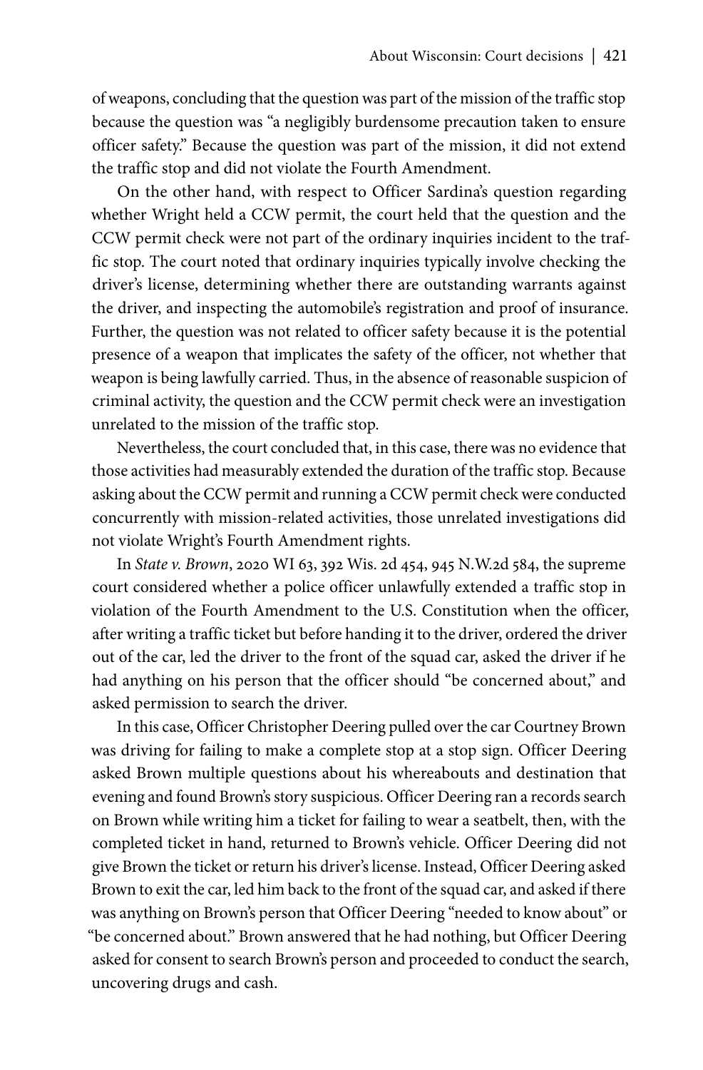of weapons, concluding that the question was part of the mission of the traffic stop because the question was "a negligibly burdensome precaution taken to ensure officer safety." Because the question was part of the mission, it did not extend the traffic stop and did not violate the Fourth Amendment.

On the other hand, with respect to Officer Sardina's question regarding whether Wright held a CCW permit, the court held that the question and the CCW permit check were not part of the ordinary inquiries incident to the traffic stop. The court noted that ordinary inquiries typically involve checking the driver's license, determining whether there are outstanding warrants against the driver, and inspecting the automobile's registration and proof of insurance. Further, the question was not related to officer safety because it is the potential presence of a weapon that implicates the safety of the officer, not whether that weapon is being lawfully carried. Thus, in the absence of reasonable suspicion of criminal activity, the question and the CCW permit check were an investigation unrelated to the mission of the traffic stop.

Nevertheless, the court concluded that, in this case, there was no evidence that those activities had measurably extended the duration of the traffic stop. Because asking about the CCW permit and running a CCW permit check were conducted concurrently with mission-related activities, those unrelated investigations did not violate Wright's Fourth Amendment rights.

In *State v. Brown*, 2020 WI 63, 392 Wis. 2d 454, 945 N.W.2d 584, the supreme court considered whether a police officer unlawfully extended a traffic stop in violation of the Fourth Amendment to the U.S. Constitution when the officer, after writing a traffic ticket but before handing it to the driver, ordered the driver out of the car, led the driver to the front of the squad car, asked the driver if he had anything on his person that the officer should "be concerned about," and asked permission to search the driver.

In this case, Officer Christopher Deering pulled over the car Courtney Brown was driving for failing to make a complete stop at a stop sign. Officer Deering asked Brown multiple questions about his whereabouts and destination that evening and found Brown's story suspicious. Officer Deering ran a records search on Brown while writing him a ticket for failing to wear a seatbelt, then, with the completed ticket in hand, returned to Brown's vehicle. Officer Deering did not give Brown the ticket or return his driver's license. Instead, Officer Deering asked Brown to exit the car, led him back to the front of the squad car, and asked if there was anything on Brown's person that Officer Deering "needed to know about" or "be concerned about." Brown answered that he had nothing, but Officer Deering asked for consent to search Brown's person and proceeded to conduct the search, uncovering drugs and cash.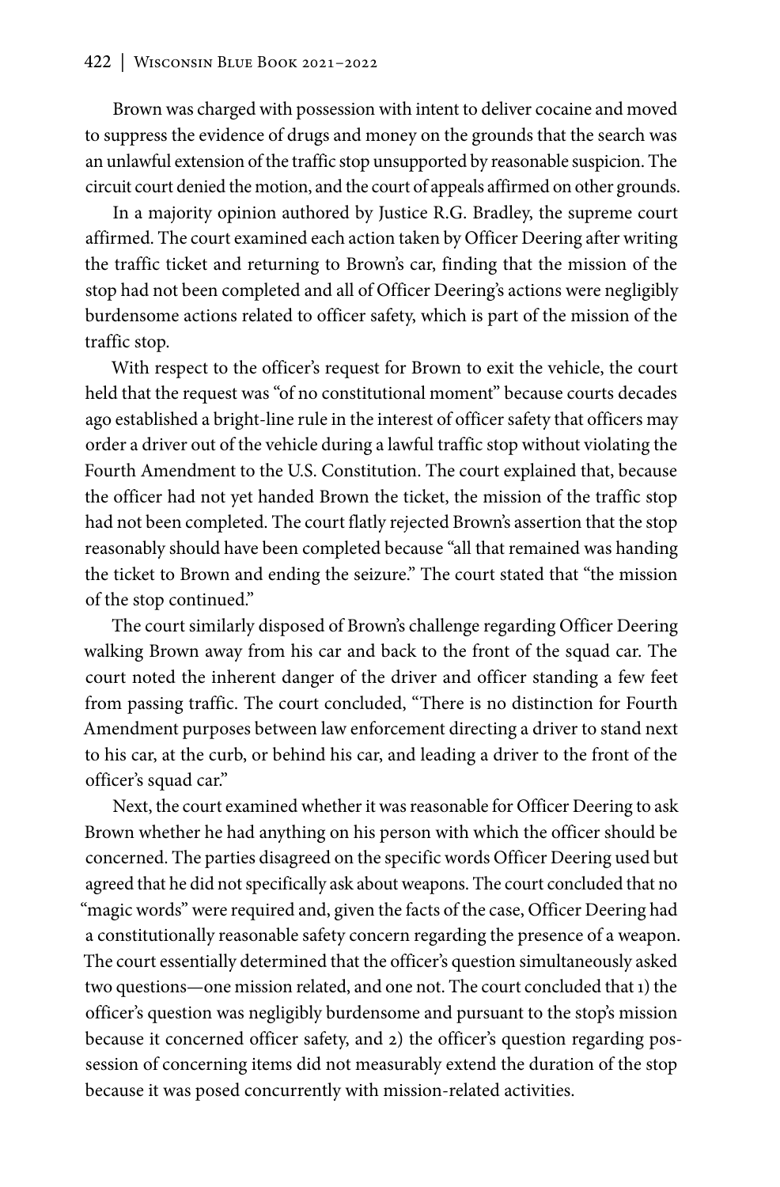Brown was charged with possession with intent to deliver cocaine and moved to suppress the evidence of drugs and money on the grounds that the search was an unlawful extension of the traffic stop unsupported by reasonable suspicion. The circuit court denied the motion, and the court of appeals affirmed on other grounds.

In a majority opinion authored by Justice R.G. Bradley, the supreme court affirmed. The court examined each action taken by Officer Deering after writing the traffic ticket and returning to Brown's car, finding that the mission of the stop had not been completed and all of Officer Deering's actions were negligibly burdensome actions related to officer safety, which is part of the mission of the traffic stop.

With respect to the officer's request for Brown to exit the vehicle, the court held that the request was "of no constitutional moment" because courts decades ago established a bright-line rule in the interest of officer safety that officers may order a driver out of the vehicle during a lawful traffic stop without violating the Fourth Amendment to the U.S. Constitution. The court explained that, because the officer had not yet handed Brown the ticket, the mission of the traffic stop had not been completed. The court flatly rejected Brown's assertion that the stop reasonably should have been completed because "all that remained was handing the ticket to Brown and ending the seizure." The court stated that "the mission of the stop continued."

The court similarly disposed of Brown's challenge regarding Officer Deering walking Brown away from his car and back to the front of the squad car. The court noted the inherent danger of the driver and officer standing a few feet from passing traffic. The court concluded, "There is no distinction for Fourth Amendment purposes between law enforcement directing a driver to stand next to his car, at the curb, or behind his car, and leading a driver to the front of the officer's squad car."

Next, the court examined whether it was reasonable for Officer Deering to ask Brown whether he had anything on his person with which the officer should be concerned. The parties disagreed on the specific words Officer Deering used but agreed that he did not specifically ask about weapons. The court concluded that no "magic words" were required and, given the facts of the case, Officer Deering had a constitutionally reasonable safety concern regarding the presence of a weapon. The court essentially determined that the officer's question simultaneously asked two questions—one mission related, and one not. The court concluded that 1) the officer's question was negligibly burdensome and pursuant to the stop's mission because it concerned officer safety, and 2) the officer's question regarding possession of concerning items did not measurably extend the duration of the stop because it was posed concurrently with mission-related activities.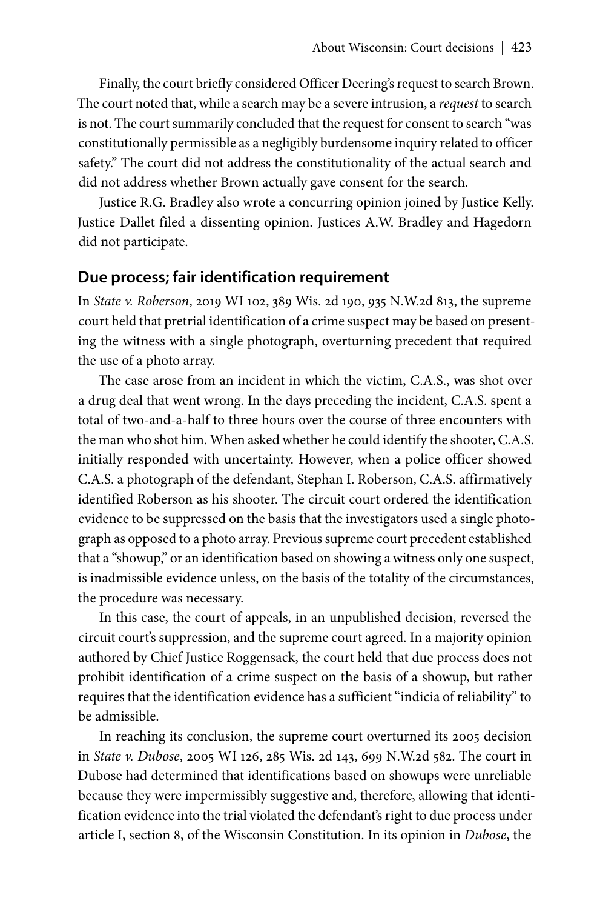Finally, the court briefly considered Officer Deering's request to search Brown. The court noted that, while a search may be a severe intrusion, a *request* to search is not. The court summarily concluded that the request for consent to search "was constitutionally permissible as a negligibly burdensome inquiry related to officer safety." The court did not address the constitutionality of the actual search and did not address whether Brown actually gave consent for the search.

Justice R.G. Bradley also wrote a concurring opinion joined by Justice Kelly. Justice Dallet filed a dissenting opinion. Justices A.W. Bradley and Hagedorn did not participate.

## Due process; fair identification requirement

In *State v. Roberson*, 2019 WI 102, 389 Wis. 2d 190, 935 N.W.2d 813, the supreme court held that pretrial identification of a crime suspect may be based on presenting the witness with a single photograph, overturning precedent that required the use of a photo array.

The case arose from an incident in which the victim, C.A.S., was shot over a drug deal that went wrong. In the days preceding the incident, C.A.S. spent a total of two-and-a-half to three hours over the course of three encounters with the man who shot him. When asked whether he could identify the shooter, C.A.S. initially responded with uncertainty. However, when a police officer showed C.A.S. a photograph of the defendant, Stephan I. Roberson, C.A.S. affirmatively identified Roberson as his shooter. The circuit court ordered the identification evidence to be suppressed on the basis that the investigators used a single photograph as opposed to a photo array. Previous supreme court precedent established that a "showup," or an identification based on showing a witness only one suspect, is inadmissible evidence unless, on the basis of the totality of the circumstances, the procedure was necessary.

In this case, the court of appeals, in an unpublished decision, reversed the circuit court's suppression, and the supreme court agreed. In a majority opinion authored by Chief Justice Roggensack, the court held that due process does not prohibit identification of a crime suspect on the basis of a showup, but rather requires that the identification evidence has a sufficient "indicia of reliability" to be admissible.

In reaching its conclusion, the supreme court overturned its 2005 decision in *State v. Dubose*, 2005 WI 126, 285 Wis. 2d 143, 699 N.W.2d 582. The court in Dubose had determined that identifications based on showups were unreliable because they were impermissibly suggestive and, therefore, allowing that identification evidence into the trial violated the defendant's right to due process under article I, section 8, of the Wisconsin Constitution. In its opinion in *Dubose*, the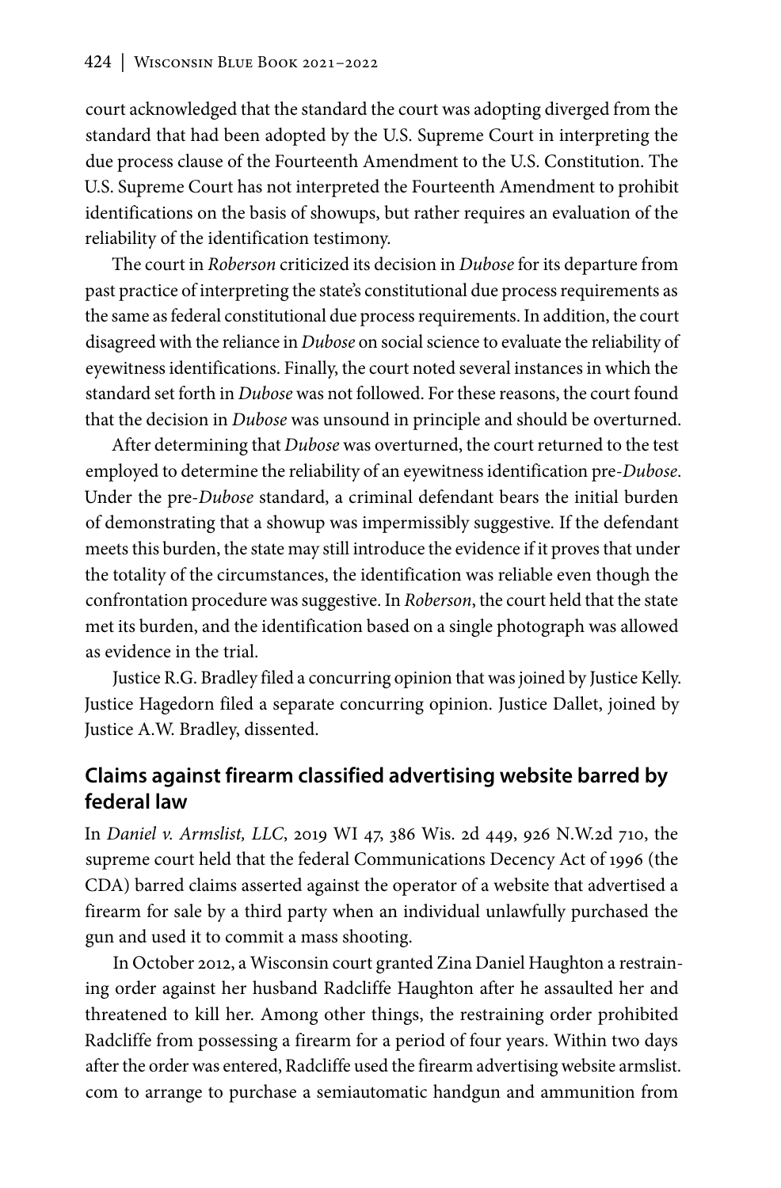court acknowledged that the standard the court was adopting diverged from the standard that had been adopted by the U.S. Supreme Court in interpreting the due process clause of the Fourteenth Amendment to the U.S. Constitution. The U.S. Supreme Court has not interpreted the Fourteenth Amendment to prohibit identifications on the basis of showups, but rather requires an evaluation of the reliability of the identification testimony.

The court in *Roberson* criticized its decision in *Dubose* for its departure from past practice of interpreting the state's constitutional due process requirements as the same as federal constitutional due process requirements. In addition, the court disagreed with the reliance in *Dubose* on social science to evaluate the reliability of eyewitness identifications. Finally, the court noted several instances in which the standard set forth in *Dubose* was not followed. For these reasons, the court found that the decision in *Dubose* was unsound in principle and should be overturned.

After determining that *Dubose* was overturned, the court returned to the test employed to determine the reliability of an eyewitness identification pre-*Dubose*. Under the pre-*Dubose* standard, a criminal defendant bears the initial burden of demonstrating that a showup was impermissibly suggestive. If the defendant meets this burden, the state may still introduce the evidence if it proves that under the totality of the circumstances, the identification was reliable even though the confrontation procedure was suggestive. In *Roberson*, the court held that the state met its burden, and the identification based on a single photograph was allowed as evidence in the trial.

Justice R.G. Bradley filed a concurring opinion that was joined by Justice Kelly. Justice Hagedorn filed a separate concurring opinion. Justice Dallet, joined by Justice A.W. Bradley, dissented.

## Claims against firearm classified advertising website barred by federal law

In *Daniel v. Armslist, LLC*, 2019 WI 47, 386 Wis. 2d 449, 926 N.W.2d 710, the supreme court held that the federal Communications Decency Act of 1996 (the CDA) barred claims asserted against the operator of a website that advertised a firearm for sale by a third party when an individual unlawfully purchased the gun and used it to commit a mass shooting.

In October 2012, a Wisconsin court granted Zina Daniel Haughton a restraining order against her husband Radcliffe Haughton after he assaulted her and threatened to kill her. Among other things, the restraining order prohibited Radcliffe from possessing a firearm for a period of four years. Within two days after the order was entered, Radcliffe used the firearm advertising website armslist.com to arrange to purchase a semiautomatic handgun and ammunition from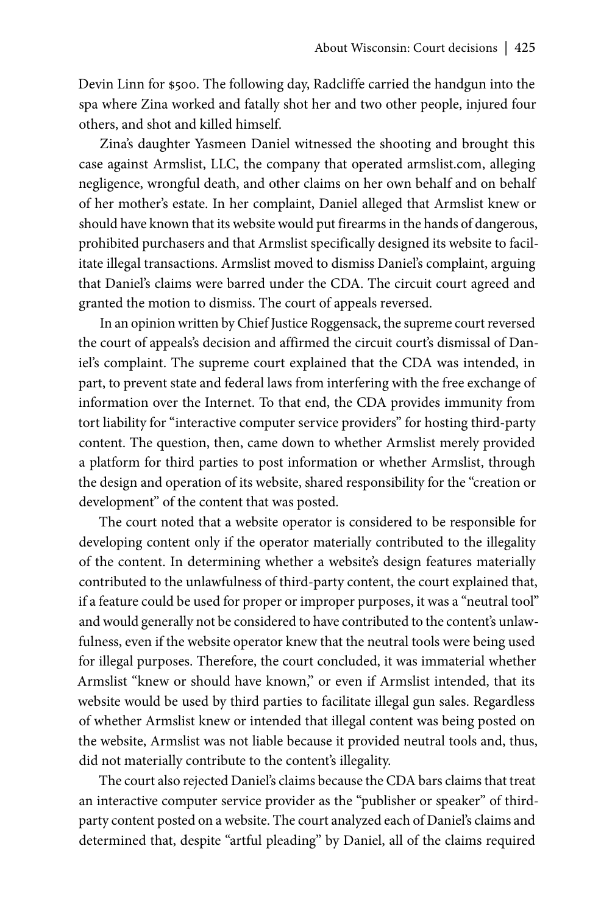Devin Linn for $500. The following day, Radcliffe carried the handgun into the spa where Zina worked and fatally shot her and two other people, injured four others, and shot and killed himself.

Zina's daughter Yasmeen Daniel witnessed the shooting and brought this case against Armslist, LLC, the company that operated armslist.com, alleging negligence, wrongful death, and other claims on her own behalf and on behalf of her mother's estate. In her complaint, Daniel alleged that Armslist knew or should have known that its website would put firearms in the hands of dangerous, prohibited purchasers and that Armslist specifically designed its website to facilitate illegal transactions. Armslist moved to dismiss Daniel's complaint, arguing that Daniel's claims were barred under the CDA. The circuit court agreed and granted the motion to dismiss. The court of appeals reversed.

In an opinion written by Chief Justice Roggensack, the supreme court reversed the court of appeals's decision and affirmed the circuit court's dismissal of Daniel's complaint. The supreme court explained that the CDA was intended, in part, to prevent state and federal laws from interfering with the free exchange of information over the Internet. To that end, the CDA provides immunity from tort liability for "interactive computer service providers" for hosting third-party content. The question, then, came down to whether Armslist merely provided a platform for third parties to post information or whether Armslist, through the design and operation of its website, shared responsibility for the "creation or development" of the content that was posted.

The court noted that a website operator is considered to be responsible for developing content only if the operator materially contributed to the illegality of the content. In determining whether a website's design features materially contributed to the unlawfulness of third-party content, the court explained that, if a feature could be used for proper or improper purposes, it was a "neutral tool" and would generally not be considered to have contributed to the content's unlawfulness, even if the website operator knew that the neutral tools were being used for illegal purposes. Therefore, the court concluded, it was immaterial whether Armslist "knew or should have known," or even if Armslist intended, that its website would be used by third parties to facilitate illegal gun sales. Regardless of whether Armslist knew or intended that illegal content was being posted on the website, Armslist was not liable because it provided neutral tools and, thus, did not materially contribute to the content's illegality.

The court also rejected Daniel's claims because the CDA bars claims that treat an interactive computer service provider as the "publisher or speaker" of third-party content posted on a website. The court analyzed each of Daniel's claims and determined that, despite "artful pleading" by Daniel, all of the claims required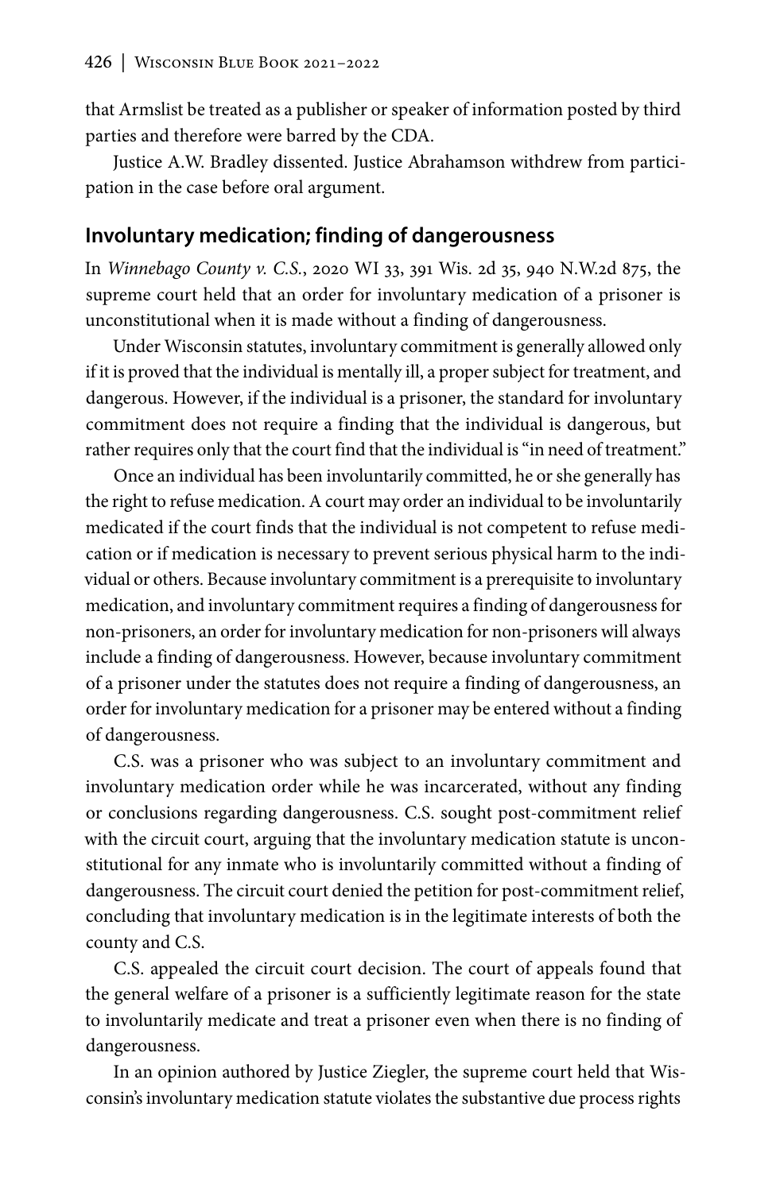that Armslist be treated as a publisher or speaker of information posted by third parties and therefore were barred by the CDA.

Justice A.W. Bradley dissented. Justice Abrahamson withdrew from participation in the case before oral argument.

## Involuntary medication; finding of dangerousness

In *Winnebago County v. C.S.*, 2020 WI 33, 391 Wis. 2d 35, 940 N.W.2d 875, the supreme court held that an order for involuntary medication of a prisoner is unconstitutional when it is made without a finding of dangerousness.

Under Wisconsin statutes, involuntary commitment is generally allowed only if it is proved that the individual is mentally ill, a proper subject for treatment, and dangerous. However, if the individual is a prisoner, the standard for involuntary commitment does not require a finding that the individual is dangerous, but rather requires only that the court find that the individual is "in need of treatment."

Once an individual has been involuntarily committed, he or she generally has the right to refuse medication. A court may order an individual to be involuntarily medicated if the court finds that the individual is not competent to refuse medication or if medication is necessary to prevent serious physical harm to the individual or others. Because involuntary commitment is a prerequisite to involuntary medication, and involuntary commitment requires a finding of dangerousness for non-prisoners, an order for involuntary medication for non-prisoners will always include a finding of dangerousness. However, because involuntary commitment of a prisoner under the statutes does not require a finding of dangerousness, an order for involuntary medication for a prisoner may be entered without a finding of dangerousness.

C.S. was a prisoner who was subject to an involuntary commitment and involuntary medication order while he was incarcerated, without any finding or conclusions regarding dangerousness. C.S. sought post-commitment relief with the circuit court, arguing that the involuntary medication statute is unconstitutional for any inmate who is involuntarily committed without a finding of dangerousness. The circuit court denied the petition for post-commitment relief, concluding that involuntary medication is in the legitimate interests of both the county and C.S.

C.S. appealed the circuit court decision. The court of appeals found that the general welfare of a prisoner is a sufficiently legitimate reason for the state to involuntarily medicate and treat a prisoner even when there is no finding of dangerousness.

In an opinion authored by Justice Ziegler, the supreme court held that Wisconsin's involuntary medication statute violates the substantive due process rights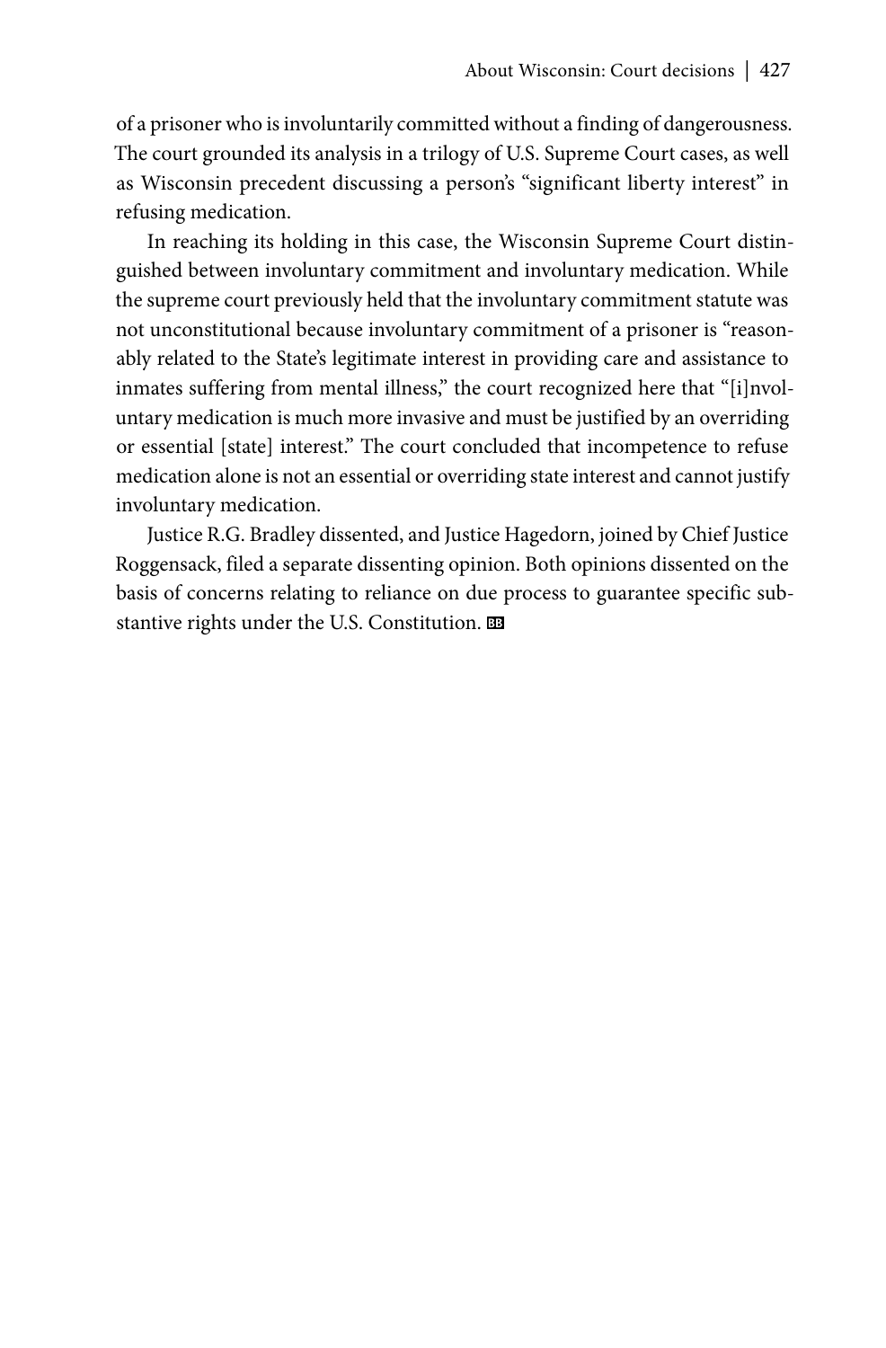of a prisoner who is involuntarily committed without a finding of dangerousness. The court grounded its analysis in a trilogy of U.S. Supreme Court cases, as well as Wisconsin precedent discussing a person's "significant liberty interest" in refusing medication.

In reaching its holding in this case, the Wisconsin Supreme Court distinguished between involuntary commitment and involuntary medication. While the supreme court previously held that the involuntary commitment statute was not unconstitutional because involuntary commitment of a prisoner is "reasonably related to the State's legitimate interest in providing care and assistance to inmates suffering from mental illness," the court recognized here that "[i]nvoluntary medication is much more invasive and must be justified by an overriding or essential [state] interest." The court concluded that incompetence to refuse medication alone is not an essential or overriding state interest and cannot justify involuntary medication.

Justice R.G. Bradley dissented, and Justice Hagedorn, joined by Chief Justice Roggensack, filed a separate dissenting opinion. Both opinions dissented on the basis of concerns relating to reliance on due process to guarantee specific substantive rights under the U.S. Constitution. BB